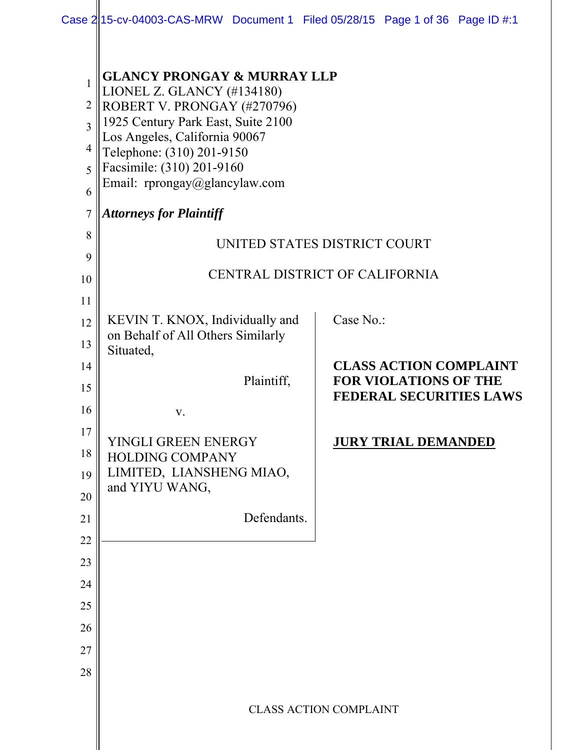**GLANCY PRONGAY & MURRAY LLP**
LIONEL Z. GLANCY (#134180)
ROBERT V. PRONGAY (#270796)
1925 Century Park East, Suite 2100
Los Angeles, California 90067
Telephone: (310) 201-9150
Facsimile: (310) 201-9160
Email: rprongay@glancylaw.com

***Attorneys for Plaintiff***

UNITED STATES DISTRICT COURT

CENTRAL DISTRICT OF CALIFORNIA

KEVIN T. KNOX, Individually and on Behalf of All Others Similarly Situated,

Plaintiff,

v.

YINGLI GREEN ENERGY HOLDING COMPANY LIMITED, LIANSHENG MIAO, and YIYU WANG,

Defendants.

Case No.:

**CLASS ACTION COMPLAINT FOR VIOLATIONS OF THE FEDERAL SECURITIES LAWS**

**JURY TRIAL DEMANDED**

CLASS ACTION COMPLAINT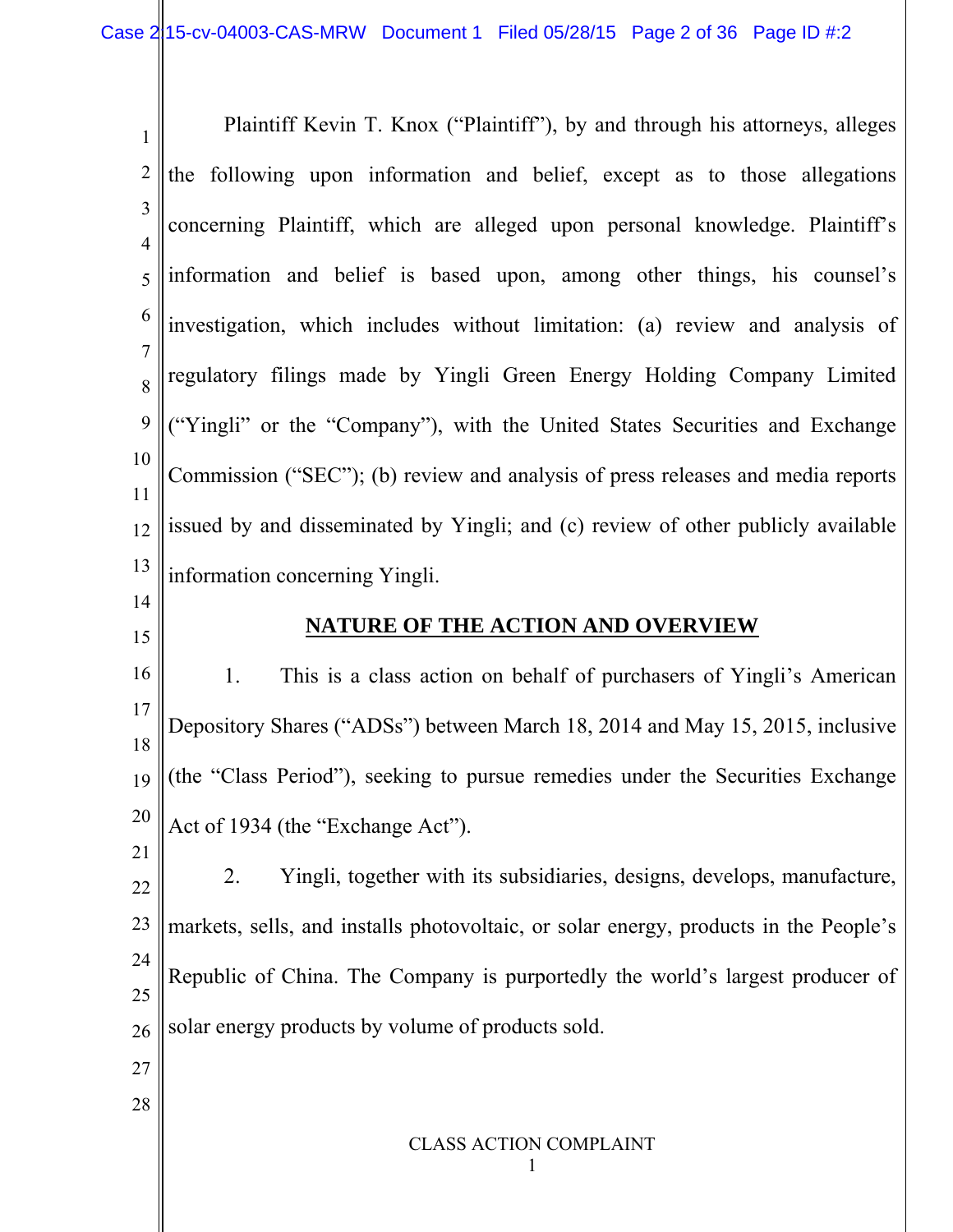Plaintiff Kevin T. Knox ("Plaintiff"), by and through his attorneys, alleges the following upon information and belief, except as to those allegations concerning Plaintiff, which are alleged upon personal knowledge. Plaintiff's information and belief is based upon, among other things, his counsel's investigation, which includes without limitation: (a) review and analysis of regulatory filings made by Yingli Green Energy Holding Company Limited ("Yingli" or the "Company"), with the United States Securities and Exchange Commission ("SEC"); (b) review and analysis of press releases and media reports issued by and disseminated by Yingli; and (c) review of other publicly available information concerning Yingli.

## NATURE OF THE ACTION AND OVERVIEW

1. This is a class action on behalf of purchasers of Yingli's American Depository Shares ("ADSs") between March 18, 2014 and May 15, 2015, inclusive (the "Class Period"), seeking to pursue remedies under the Securities Exchange Act of 1934 (the "Exchange Act").

2. Yingli, together with its subsidiaries, designs, develops, manufacture, markets, sells, and installs photovoltaic, or solar energy, products in the People's Republic of China. The Company is purportedly the world's largest producer of solar energy products by volume of products sold.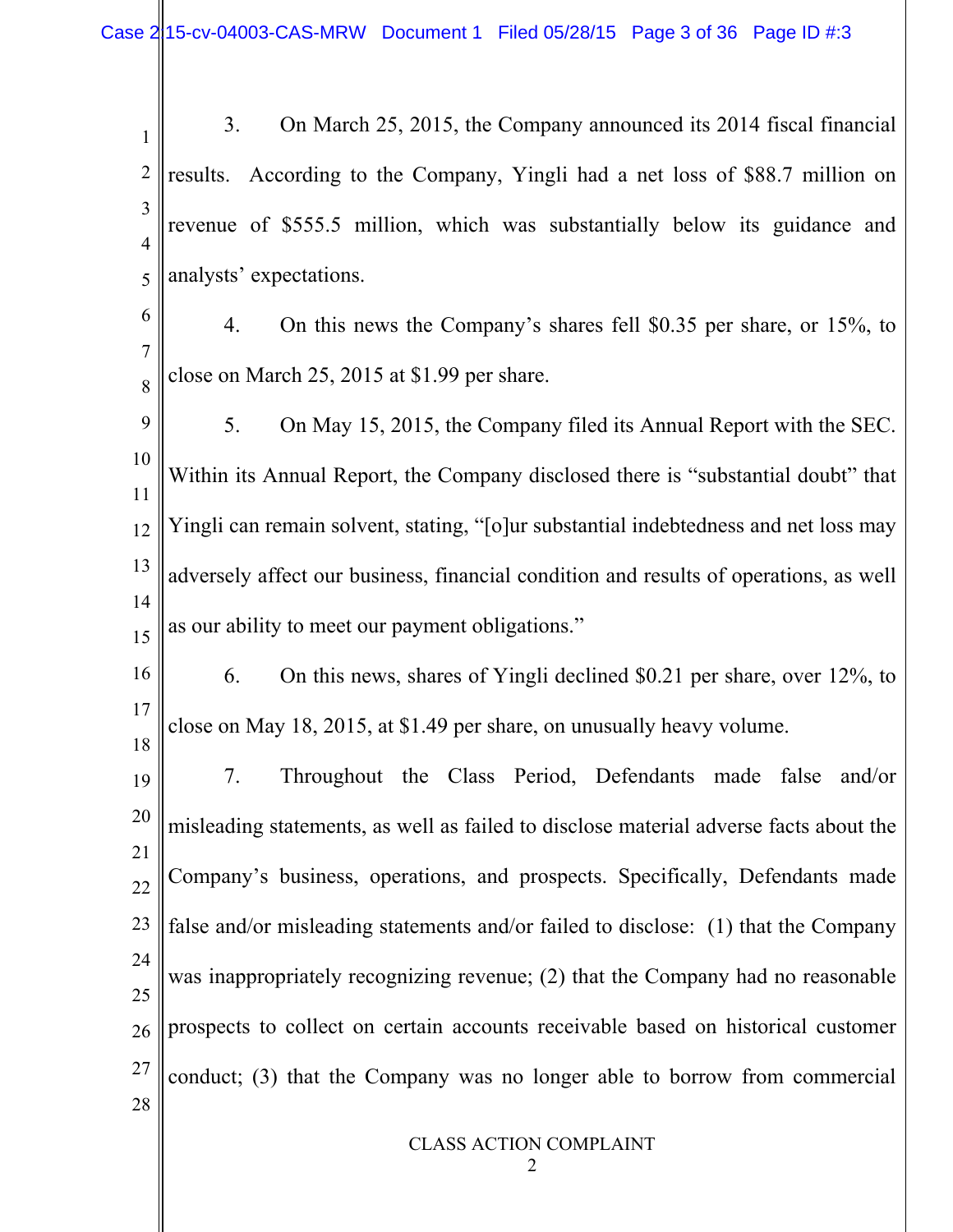3. On March 25, 2015, the Company announced its 2014 fiscal financial results. According to the Company, Yingli had a net loss of $88.7 million on revenue of $555.5 million, which was substantially below its guidance and analysts' expectations.

4. On this news the Company's shares fell $0.35 per share, or 15%, to close on March 25, 2015 at $1.99 per share.

5. On May 15, 2015, the Company filed its Annual Report with the SEC. Within its Annual Report, the Company disclosed there is "substantial doubt" that Yingli can remain solvent, stating, "[o]ur substantial indebtedness and net loss may adversely affect our business, financial condition and results of operations, as well as our ability to meet our payment obligations."

6. On this news, shares of Yingli declined $0.21 per share, over 12%, to close on May 18, 2015, at $1.49 per share, on unusually heavy volume.

7. Throughout the Class Period, Defendants made false and/or misleading statements, as well as failed to disclose material adverse facts about the Company's business, operations, and prospects. Specifically, Defendants made false and/or misleading statements and/or failed to disclose: (1) that the Company was inappropriately recognizing revenue; (2) that the Company had no reasonable prospects to collect on certain accounts receivable based on historical customer conduct; (3) that the Company was no longer able to borrow from commercial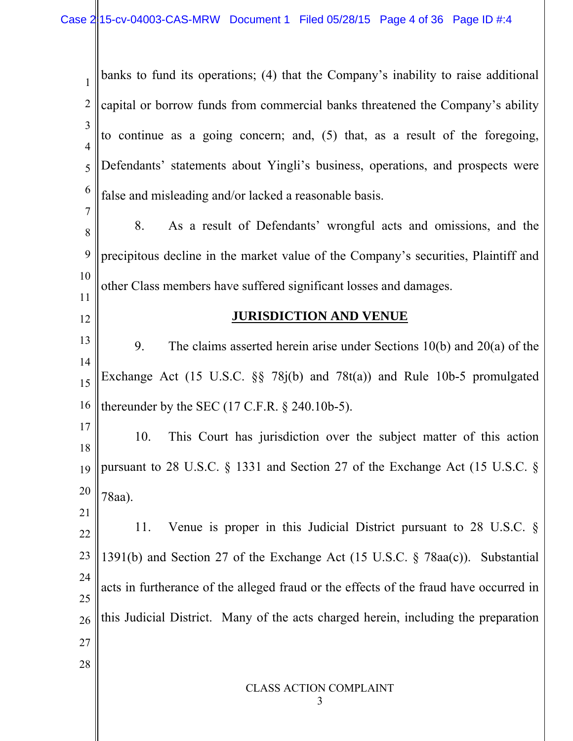banks to fund its operations; (4) that the Company's inability to raise additional capital or borrow funds from commercial banks threatened the Company's ability to continue as a going concern; and, (5) that, as a result of the foregoing, Defendants' statements about Yingli's business, operations, and prospects were false and misleading and/or lacked a reasonable basis.

8. As a result of Defendants' wrongful acts and omissions, and the precipitous decline in the market value of the Company's securities, Plaintiff and other Class members have suffered significant losses and damages.

## JURISDICTION AND VENUE

9. The claims asserted herein arise under Sections 10(b) and 20(a) of the Exchange Act (15 U.S.C. §§ 78j(b) and 78t(a)) and Rule 10b-5 promulgated thereunder by the SEC (17 C.F.R. § 240.10b-5).

10. This Court has jurisdiction over the subject matter of this action pursuant to 28 U.S.C. § 1331 and Section 27 of the Exchange Act (15 U.S.C. § 78aa).

11. Venue is proper in this Judicial District pursuant to 28 U.S.C. § 1391(b) and Section 27 of the Exchange Act (15 U.S.C. § 78aa(c)). Substantial acts in furtherance of the alleged fraud or the effects of the fraud have occurred in this Judicial District. Many of the acts charged herein, including the preparation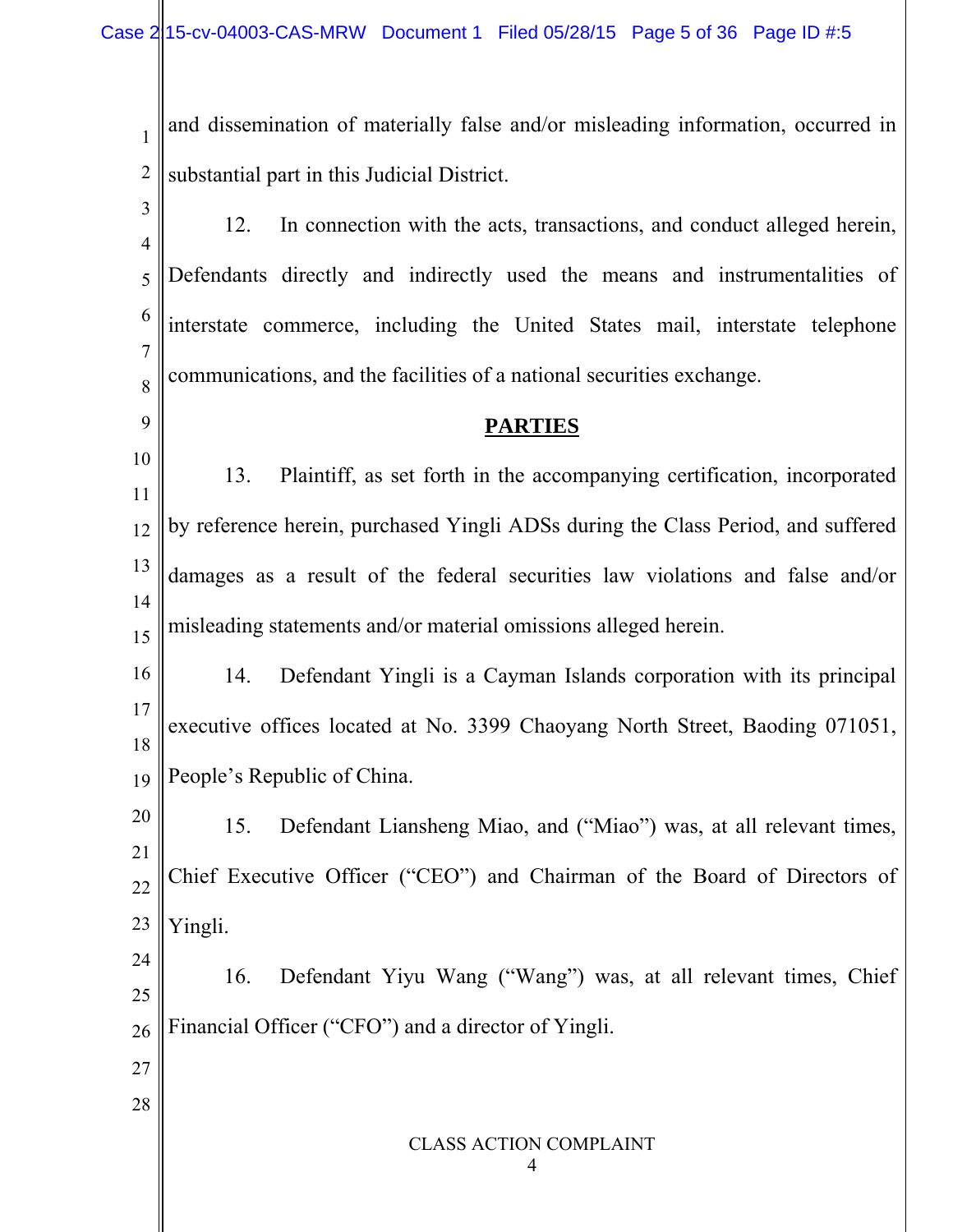and dissemination of materially false and/or misleading information, occurred in substantial part in this Judicial District.

12. In connection with the acts, transactions, and conduct alleged herein, Defendants directly and indirectly used the means and instrumentalities of interstate commerce, including the United States mail, interstate telephone communications, and the facilities of a national securities exchange.

## PARTIES

13. Plaintiff, as set forth in the accompanying certification, incorporated by reference herein, purchased Yingli ADSs during the Class Period, and suffered damages as a result of the federal securities law violations and false and/or misleading statements and/or material omissions alleged herein.

14. Defendant Yingli is a Cayman Islands corporation with its principal executive offices located at No. 3399 Chaoyang North Street, Baoding 071051, People's Republic of China.

15. Defendant Liansheng Miao, and ("Miao") was, at all relevant times, Chief Executive Officer ("CEO") and Chairman of the Board of Directors of Yingli.

16. Defendant Yiyu Wang ("Wang") was, at all relevant times, Chief Financial Officer ("CFO") and a director of Yingli.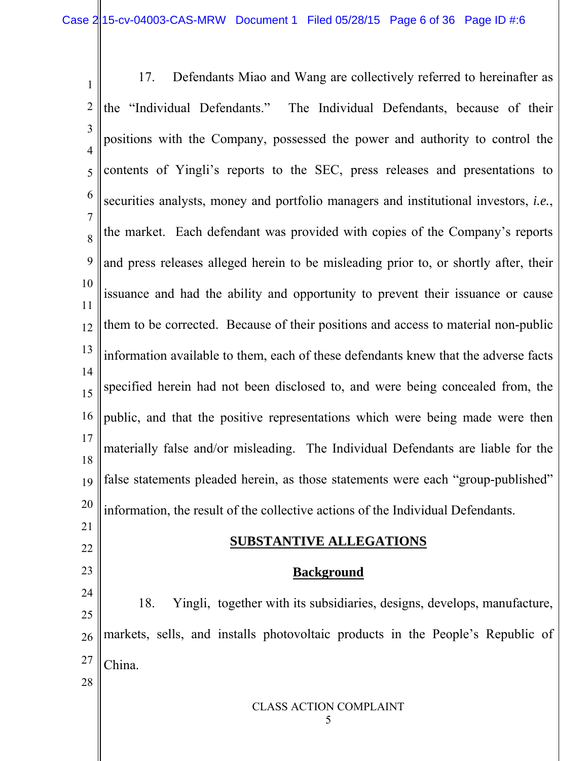17. Defendants Miao and Wang are collectively referred to hereinafter as the "Individual Defendants." The Individual Defendants, because of their positions with the Company, possessed the power and authority to control the contents of Yingli's reports to the SEC, press releases and presentations to securities analysts, money and portfolio managers and institutional investors, *i.e.*, the market. Each defendant was provided with copies of the Company's reports and press releases alleged herein to be misleading prior to, or shortly after, their issuance and had the ability and opportunity to prevent their issuance or cause them to be corrected. Because of their positions and access to material non-public information available to them, each of these defendants knew that the adverse facts specified herein had not been disclosed to, and were being concealed from, the public, and that the positive representations which were being made were then materially false and/or misleading. The Individual Defendants are liable for the false statements pleaded herein, as those statements were each "group-published" information, the result of the collective actions of the Individual Defendants.

## SUBSTANTIVE ALLEGATIONS

### Background

18. Yingli, together with its subsidiaries, designs, develops, manufacture, markets, sells, and installs photovoltaic products in the People's Republic of China.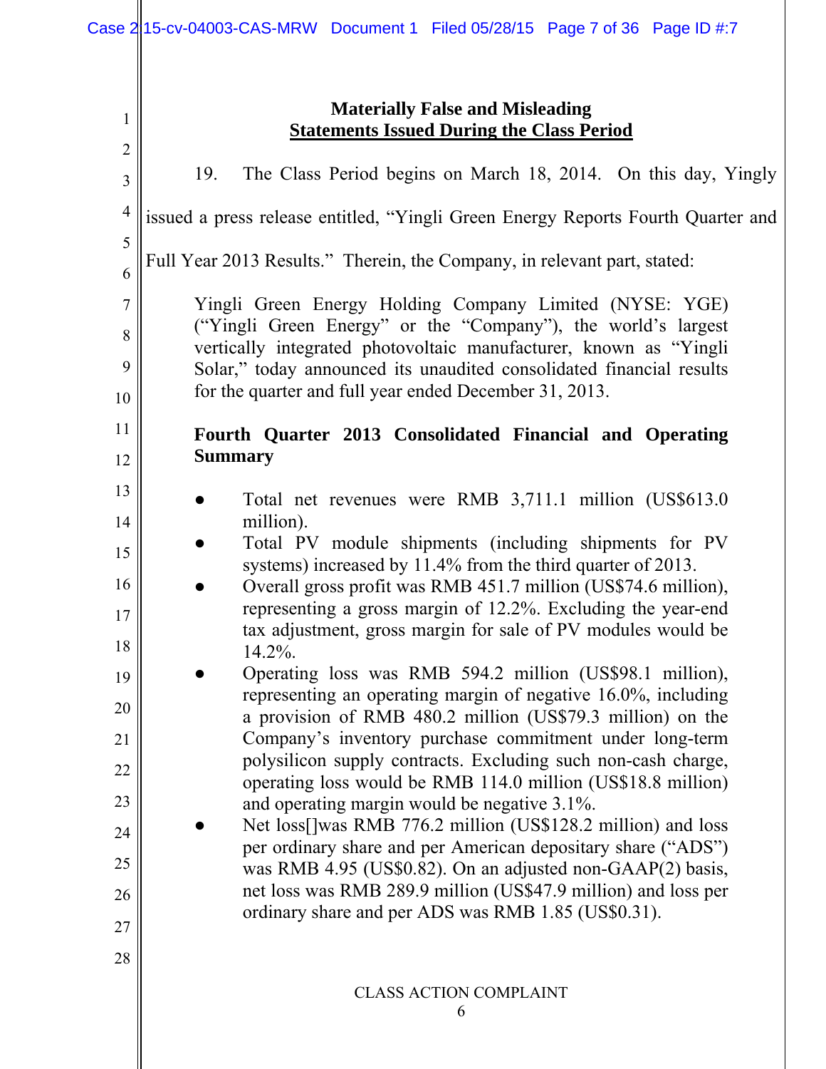**Materially False and Misleading**
**Statements Issued During the Class Period**

19. The Class Period begins on March 18, 2014. On this day, Yingly issued a press release entitled, "Yingli Green Energy Reports Fourth Quarter and Full Year 2013 Results." Therein, the Company, in relevant part, stated:

> Yingli Green Energy Holding Company Limited (NYSE: YGE) ("Yingli Green Energy" or the "Company"), the world's largest vertically integrated photovoltaic manufacturer, known as "Yingli Solar," today announced its unaudited consolidated financial results for the quarter and full year ended December 31, 2013.
>
> **Fourth Quarter 2013 Consolidated Financial and Operating Summary**
>
> - Total net revenues were RMB 3,711.1 million (US$613.0 million).
> - Total PV module shipments (including shipments for PV systems) increased by 11.4% from the third quarter of 2013.
> - Overall gross profit was RMB 451.7 million (US$74.6 million), representing a gross margin of 12.2%. Excluding the year-end tax adjustment, gross margin for sale of PV modules would be 14.2%.
> - Operating loss was RMB 594.2 million (US$98.1 million), representing an operating margin of negative 16.0%, including a provision of RMB 480.2 million (US$79.3 million) on the Company's inventory purchase commitment under long-term polysilicon supply contracts. Excluding such non-cash charge, operating loss would be RMB 114.0 million (US$18.8 million) and operating margin would be negative 3.1%.
> - Net loss[]was RMB 776.2 million (US$128.2 million) and loss per ordinary share and per American depositary share ("ADS") was RMB 4.95 (US$0.82). On an adjusted non-GAAP(2) basis, net loss was RMB 289.9 million (US$47.9 million) and loss per ordinary share and per ADS was RMB 1.85 (US$0.31).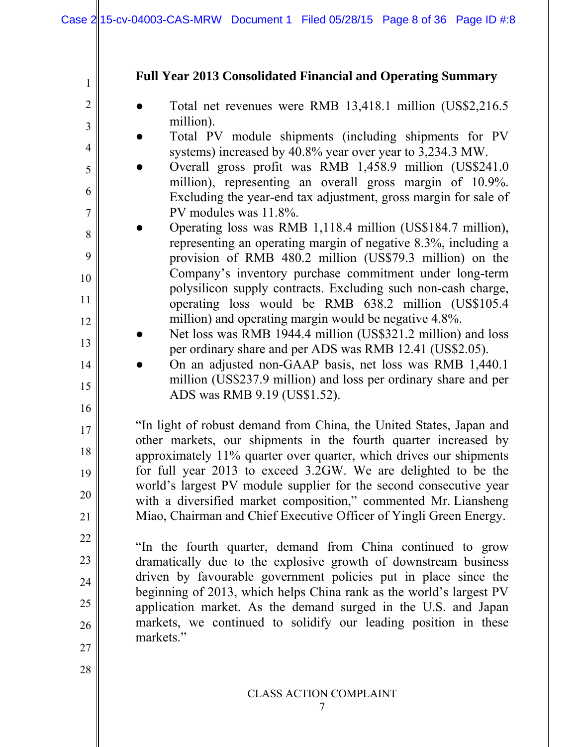**Full Year 2013 Consolidated Financial and Operating Summary**

- Total net revenues were RMB 13,418.1 million (US$2,216.5 million).
- Total PV module shipments (including shipments for PV systems) increased by 40.8% year over year to 3,234.3 MW.
- Overall gross profit was RMB 1,458.9 million (US$241.0 million), representing an overall gross margin of 10.9%. Excluding the year-end tax adjustment, gross margin for sale of PV modules was 11.8%.
- Operating loss was RMB 1,118.4 million (US$184.7 million), representing an operating margin of negative 8.3%, including a provision of RMB 480.2 million (US$79.3 million) on the Company's inventory purchase commitment under long-term polysilicon supply contracts. Excluding such non-cash charge, operating loss would be RMB 638.2 million (US$105.4 million) and operating margin would be negative 4.8%.
- Net loss was RMB 1944.4 million (US$321.2 million) and loss per ordinary share and per ADS was RMB 12.41 (US$2.05).
- On an adjusted non-GAAP basis, net loss was RMB 1,440.1 million (US$237.9 million) and loss per ordinary share and per ADS was RMB 9.19 (US$1.52).

"In light of robust demand from China, the United States, Japan and other markets, our shipments in the fourth quarter increased by approximately 11% quarter over quarter, which drives our shipments for full year 2013 to exceed 3.2GW. We are delighted to be the world's largest PV module supplier for the second consecutive year with a diversified market composition," commented Mr. Liansheng Miao, Chairman and Chief Executive Officer of Yingli Green Energy.

"In the fourth quarter, demand from China continued to grow dramatically due to the explosive growth of downstream business driven by favourable government policies put in place since the beginning of 2013, which helps China rank as the world's largest PV application market. As the demand surged in the U.S. and Japan markets, we continued to solidify our leading position in these markets."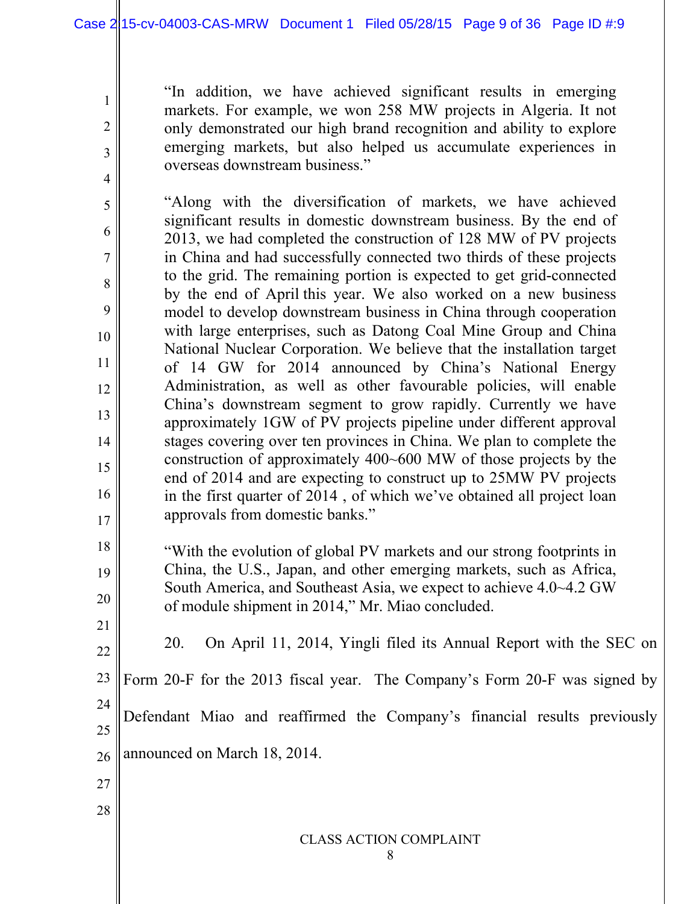> "In addition, we have achieved significant results in emerging markets. For example, we won 258 MW projects in Algeria. It not only demonstrated our high brand recognition and ability to explore emerging markets, but also helped us accumulate experiences in overseas downstream business."

> "Along with the diversification of markets, we have achieved significant results in domestic downstream business. By the end of 2013, we had completed the construction of 128 MW of PV projects in China and had successfully connected two thirds of these projects to the grid. The remaining portion is expected to get grid-connected by the end of April this year. We also worked on a new business model to develop downstream business in China through cooperation with large enterprises, such as Datong Coal Mine Group and China National Nuclear Corporation. We believe that the installation target of 14 GW for 2014 announced by China's National Energy Administration, as well as other favourable policies, will enable China's downstream segment to grow rapidly. Currently we have approximately 1GW of PV projects pipeline under different approval stages covering over ten provinces in China. We plan to complete the construction of approximately 400~600 MW of those projects by the end of 2014 and are expecting to construct up to 25MW PV projects in the first quarter of 2014 , of which we've obtained all project loan approvals from domestic banks."

> "With the evolution of global PV markets and our strong footprints in China, the U.S., Japan, and other emerging markets, such as Africa, South America, and Southeast Asia, we expect to achieve 4.0~4.2 GW of module shipment in 2014," Mr. Miao concluded.

20. On April 11, 2014, Yingli filed its Annual Report with the SEC on Form 20-F for the 2013 fiscal year. The Company's Form 20-F was signed by Defendant Miao and reaffirmed the Company's financial results previously announced on March 18, 2014.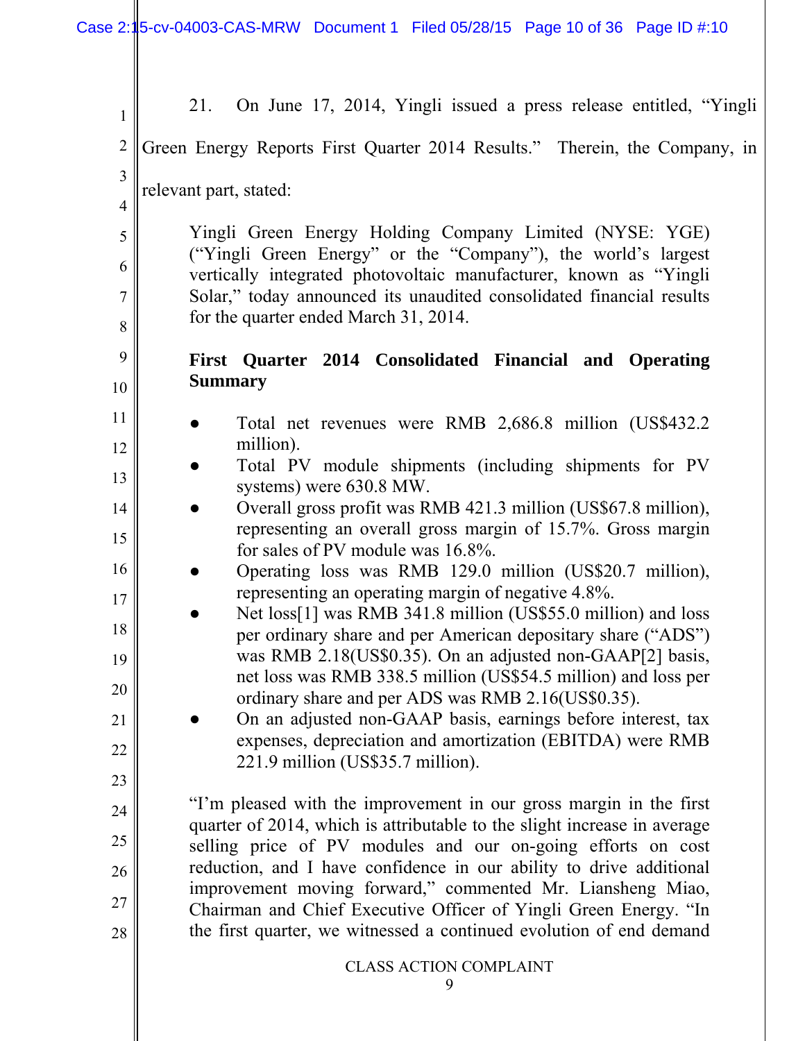21. On June 17, 2014, Yingli issued a press release entitled, "Yingli Green Energy Reports First Quarter 2014 Results." Therein, the Company, in relevant part, stated:

> Yingli Green Energy Holding Company Limited (NYSE: YGE) ("Yingli Green Energy" or the "Company"), the world's largest vertically integrated photovoltaic manufacturer, known as "Yingli Solar," today announced its unaudited consolidated financial results for the quarter ended March 31, 2014.
>
> **First Quarter 2014 Consolidated Financial and Operating Summary**
>
> - Total net revenues were RMB 2,686.8 million (US$432.2 million).
> - Total PV module shipments (including shipments for PV systems) were 630.8 MW.
> - Overall gross profit was RMB 421.3 million (US$67.8 million), representing an overall gross margin of 15.7%. Gross margin for sales of PV module was 16.8%.
> - Operating loss was RMB 129.0 million (US$20.7 million), representing an operating margin of negative 4.8%.
> - Net loss[1] was RMB 341.8 million (US$55.0 million) and loss per ordinary share and per American depositary share ("ADS") was RMB 2.18(US$0.35). On an adjusted non-GAAP[2] basis, net loss was RMB 338.5 million (US$54.5 million) and loss per ordinary share and per ADS was RMB 2.16(US$0.35).
> - On an adjusted non-GAAP basis, earnings before interest, tax expenses, depreciation and amortization (EBITDA) were RMB 221.9 million (US$35.7 million).
>
> "I'm pleased with the improvement in our gross margin in the first quarter of 2014, which is attributable to the slight increase in average selling price of PV modules and our on-going efforts on cost reduction, and I have confidence in our ability to drive additional improvement moving forward," commented Mr. Liansheng Miao, Chairman and Chief Executive Officer of Yingli Green Energy. "In the first quarter, we witnessed a continued evolution of end demand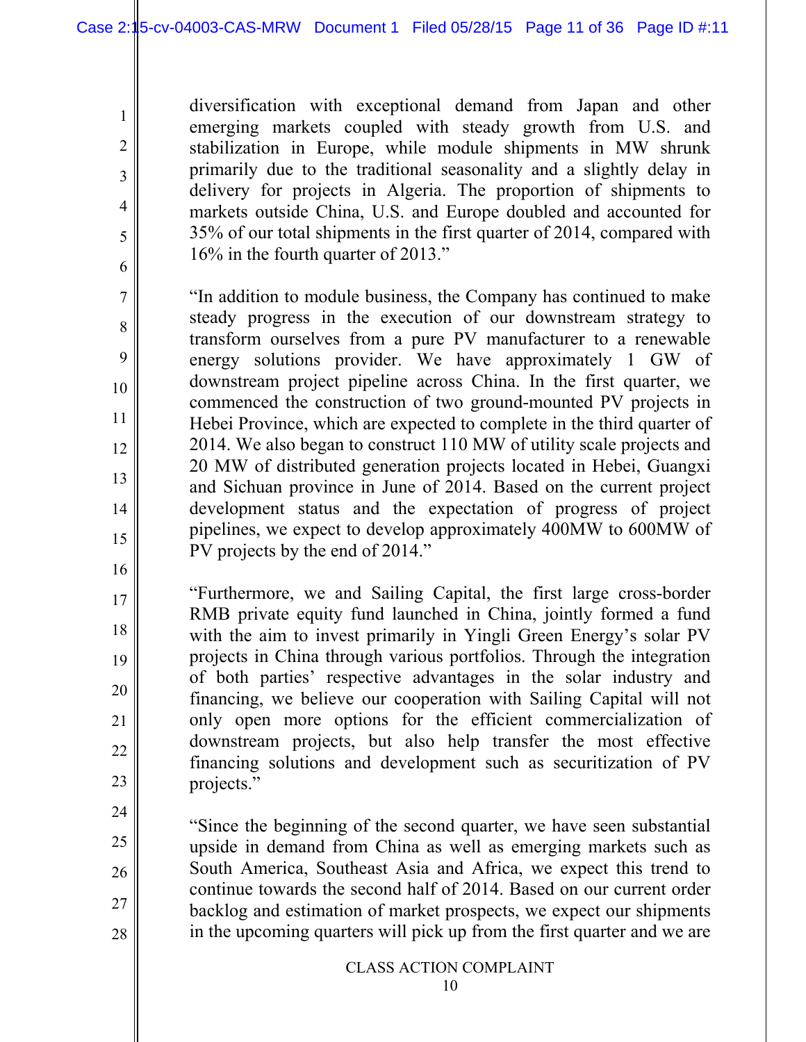diversification with exceptional demand from Japan and other emerging markets coupled with steady growth from U.S. and stabilization in Europe, while module shipments in MW shrunk primarily due to the traditional seasonality and a slightly delay in delivery for projects in Algeria. The proportion of shipments to markets outside China, U.S. and Europe doubled and accounted for 35% of our total shipments in the first quarter of 2014, compared with 16% in the fourth quarter of 2013."

"In addition to module business, the Company has continued to make steady progress in the execution of our downstream strategy to transform ourselves from a pure PV manufacturer to a renewable energy solutions provider. We have approximately 1 GW of downstream project pipeline across China. In the first quarter, we commenced the construction of two ground-mounted PV projects in Hebei Province, which are expected to complete in the third quarter of 2014. We also began to construct 110 MW of utility scale projects and 20 MW of distributed generation projects located in Hebei, Guangxi and Sichuan province in June of 2014. Based on the current project development status and the expectation of progress of project pipelines, we expect to develop approximately 400MW to 600MW of PV projects by the end of 2014."

"Furthermore, we and Sailing Capital, the first large cross-border RMB private equity fund launched in China, jointly formed a fund with the aim to invest primarily in Yingli Green Energy's solar PV projects in China through various portfolios. Through the integration of both parties' respective advantages in the solar industry and financing, we believe our cooperation with Sailing Capital will not only open more options for the efficient commercialization of downstream projects, but also help transfer the most effective financing solutions and development such as securitization of PV projects."

"Since the beginning of the second quarter, we have seen substantial upside in demand from China as well as emerging markets such as South America, Southeast Asia and Africa, we expect this trend to continue towards the second half of 2014. Based on our current order backlog and estimation of market prospects, we expect our shipments in the upcoming quarters will pick up from the first quarter and we are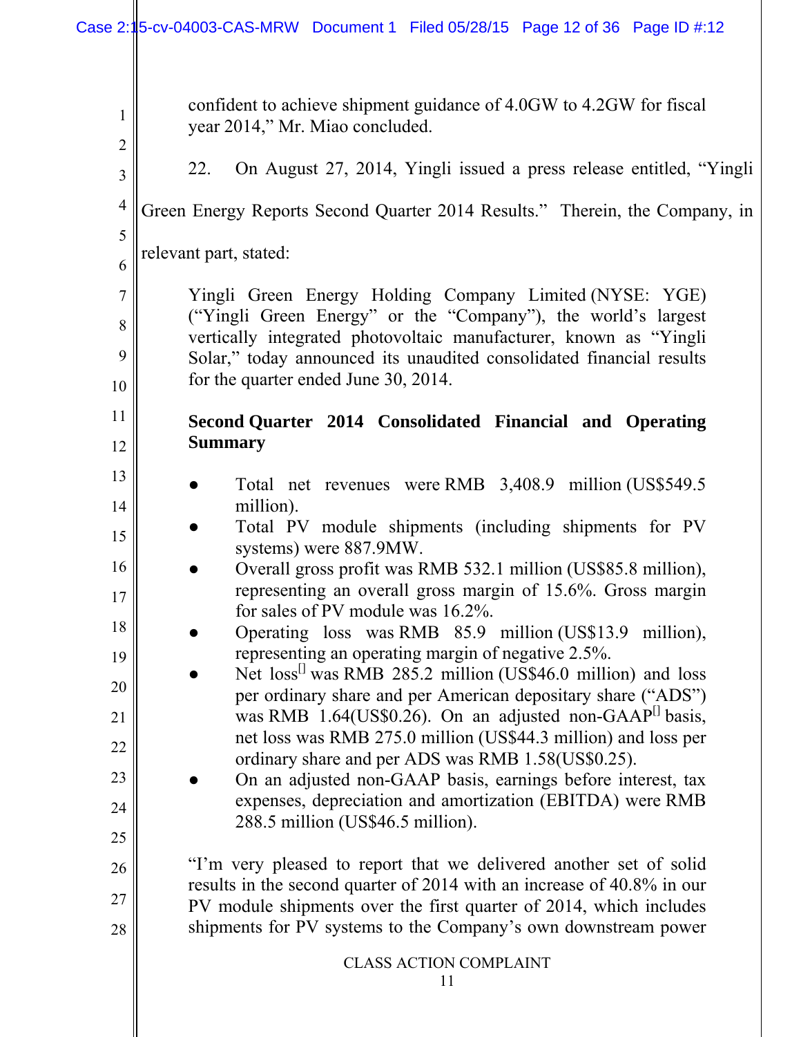confident to achieve shipment guidance of 4.0GW to 4.2GW for fiscal year 2014," Mr. Miao concluded.

22. On August 27, 2014, Yingli issued a press release entitled, "Yingli Green Energy Reports Second Quarter 2014 Results." Therein, the Company, in relevant part, stated:

> Yingli Green Energy Holding Company Limited (NYSE: YGE) ("Yingli Green Energy" or the "Company"), the world's largest vertically integrated photovoltaic manufacturer, known as "Yingli Solar," today announced its unaudited consolidated financial results for the quarter ended June 30, 2014.
>
> **Second Quarter 2014 Consolidated Financial and Operating Summary**
>
> - Total net revenues were RMB 3,408.9 million (US$549.5 million).
> - Total PV module shipments (including shipments for PV systems) were 887.9MW.
> - Overall gross profit was RMB 532.1 million (US$85.8 million), representing an overall gross margin of 15.6%. Gross margin for sales of PV module was 16.2%.
> - Operating loss was RMB 85.9 million (US$13.9 million), representing an operating margin of negative 2.5%.
> - Net loss[] was RMB 285.2 million (US$46.0 million) and loss per ordinary share and per American depositary share ("ADS") was RMB 1.64(US$0.26). On an adjusted non-GAAP[] basis, net loss was RMB 275.0 million (US$44.3 million) and loss per ordinary share and per ADS was RMB 1.58(US$0.25).
> - On an adjusted non-GAAP basis, earnings before interest, tax expenses, depreciation and amortization (EBITDA) were RMB 288.5 million (US$46.5 million).
>
> "I'm very pleased to report that we delivered another set of solid results in the second quarter of 2014 with an increase of 40.8% in our PV module shipments over the first quarter of 2014, which includes shipments for PV systems to the Company's own downstream power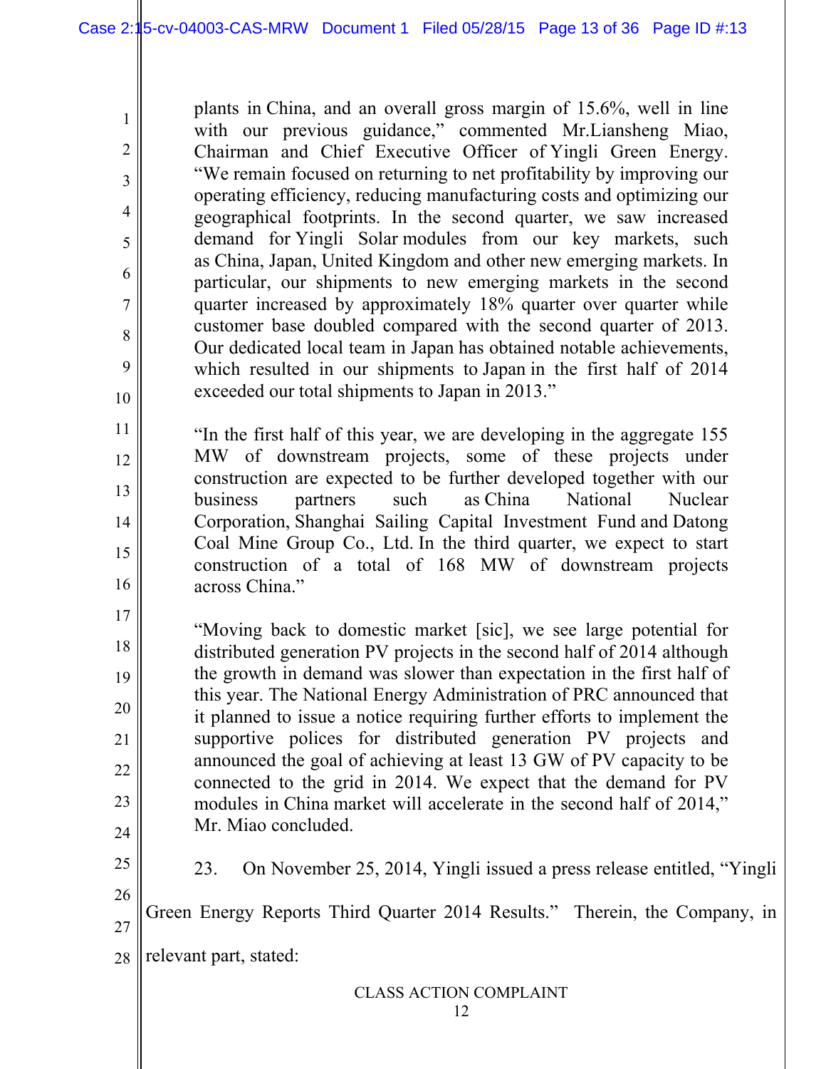plants in China, and an overall gross margin of 15.6%, well in line with our previous guidance," commented Mr.Liansheng Miao, Chairman and Chief Executive Officer of Yingli Green Energy. "We remain focused on returning to net profitability by improving our operating efficiency, reducing manufacturing costs and optimizing our geographical footprints. In the second quarter, we saw increased demand for Yingli Solar modules from our key markets, such as China, Japan, United Kingdom and other new emerging markets. In particular, our shipments to new emerging markets in the second quarter increased by approximately 18% quarter over quarter while customer base doubled compared with the second quarter of 2013. Our dedicated local team in Japan has obtained notable achievements, which resulted in our shipments to Japan in the first half of 2014 exceeded our total shipments to Japan in 2013."

"In the first half of this year, we are developing in the aggregate 155 MW of downstream projects, some of these projects under construction are expected to be further developed together with our business partners such as China National Nuclear Corporation, Shanghai Sailing Capital Investment Fund and Datong Coal Mine Group Co., Ltd. In the third quarter, we expect to start construction of a total of 168 MW of downstream projects across China."

"Moving back to domestic market [sic], we see large potential for distributed generation PV projects in the second half of 2014 although the growth in demand was slower than expectation in the first half of this year. The National Energy Administration of PRC announced that it planned to issue a notice requiring further efforts to implement the supportive polices for distributed generation PV projects and announced the goal of achieving at least 13 GW of PV capacity to be connected to the grid in 2014. We expect that the demand for PV modules in China market will accelerate in the second half of 2014," Mr. Miao concluded.

23. On November 25, 2014, Yingli issued a press release entitled, "Yingli Green Energy Reports Third Quarter 2014 Results." Therein, the Company, in relevant part, stated: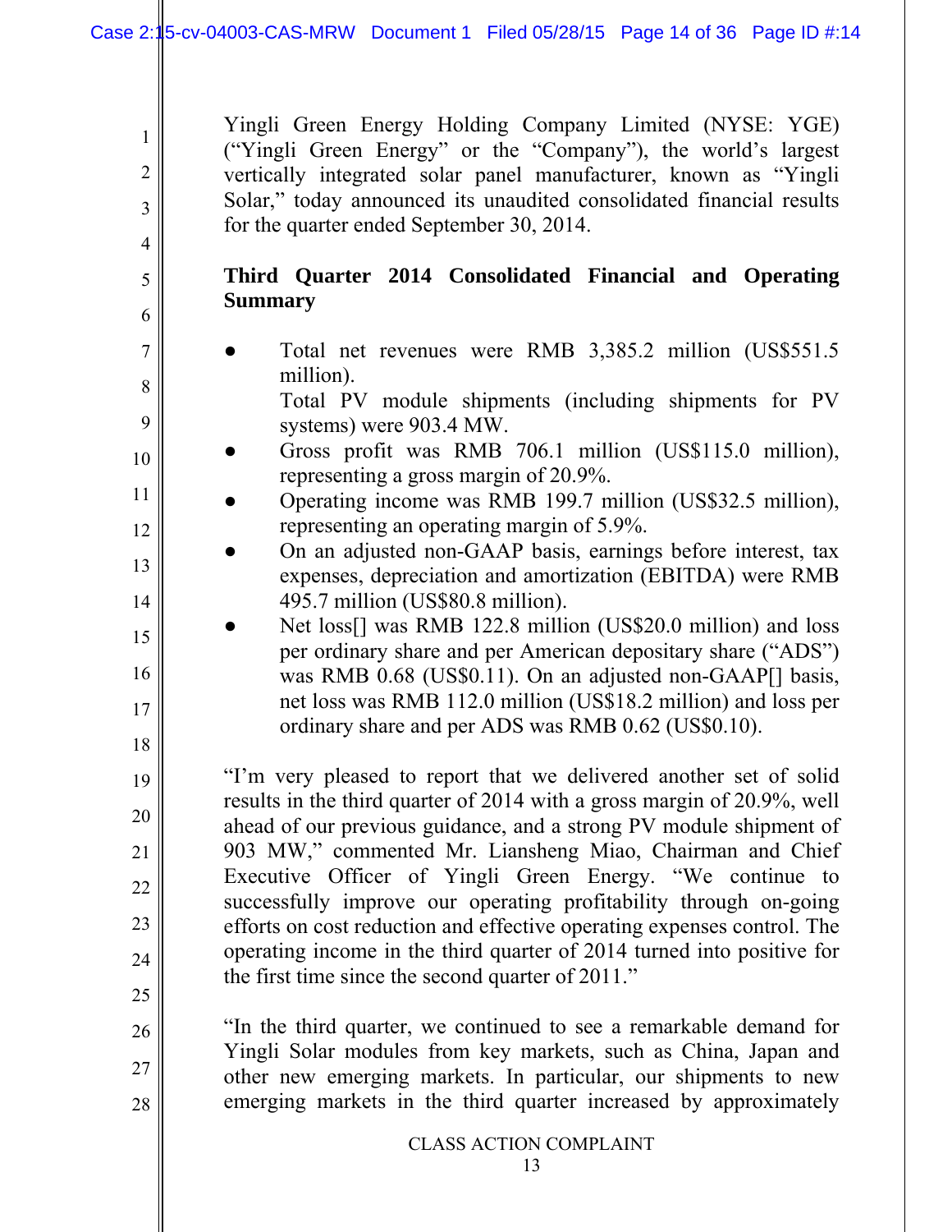Yingli Green Energy Holding Company Limited (NYSE: YGE) ("Yingli Green Energy" or the "Company"), the world's largest vertically integrated solar panel manufacturer, known as "Yingli Solar," today announced its unaudited consolidated financial results for the quarter ended September 30, 2014.

**Third Quarter 2014 Consolidated Financial and Operating Summary**

- Total net revenues were RMB 3,385.2 million (US$551.5 million).
  Total PV module shipments (including shipments for PV systems) were 903.4 MW.
- Gross profit was RMB 706.1 million (US$115.0 million), representing a gross margin of 20.9%.
- Operating income was RMB 199.7 million (US$32.5 million), representing an operating margin of 5.9%.
- On an adjusted non-GAAP basis, earnings before interest, tax expenses, depreciation and amortization (EBITDA) were RMB 495.7 million (US$80.8 million).
- Net loss[] was RMB 122.8 million (US$20.0 million) and loss per ordinary share and per American depositary share ("ADS") was RMB 0.68 (US$0.11). On an adjusted non-GAAP[] basis, net loss was RMB 112.0 million (US$18.2 million) and loss per ordinary share and per ADS was RMB 0.62 (US$0.10).

"I'm very pleased to report that we delivered another set of solid results in the third quarter of 2014 with a gross margin of 20.9%, well ahead of our previous guidance, and a strong PV module shipment of 903 MW," commented Mr. Liansheng Miao, Chairman and Chief Executive Officer of Yingli Green Energy. "We continue to successfully improve our operating profitability through on-going efforts on cost reduction and effective operating expenses control. The operating income in the third quarter of 2014 turned into positive for the first time since the second quarter of 2011."

"In the third quarter, we continued to see a remarkable demand for Yingli Solar modules from key markets, such as China, Japan and other new emerging markets. In particular, our shipments to new emerging markets in the third quarter increased by approximately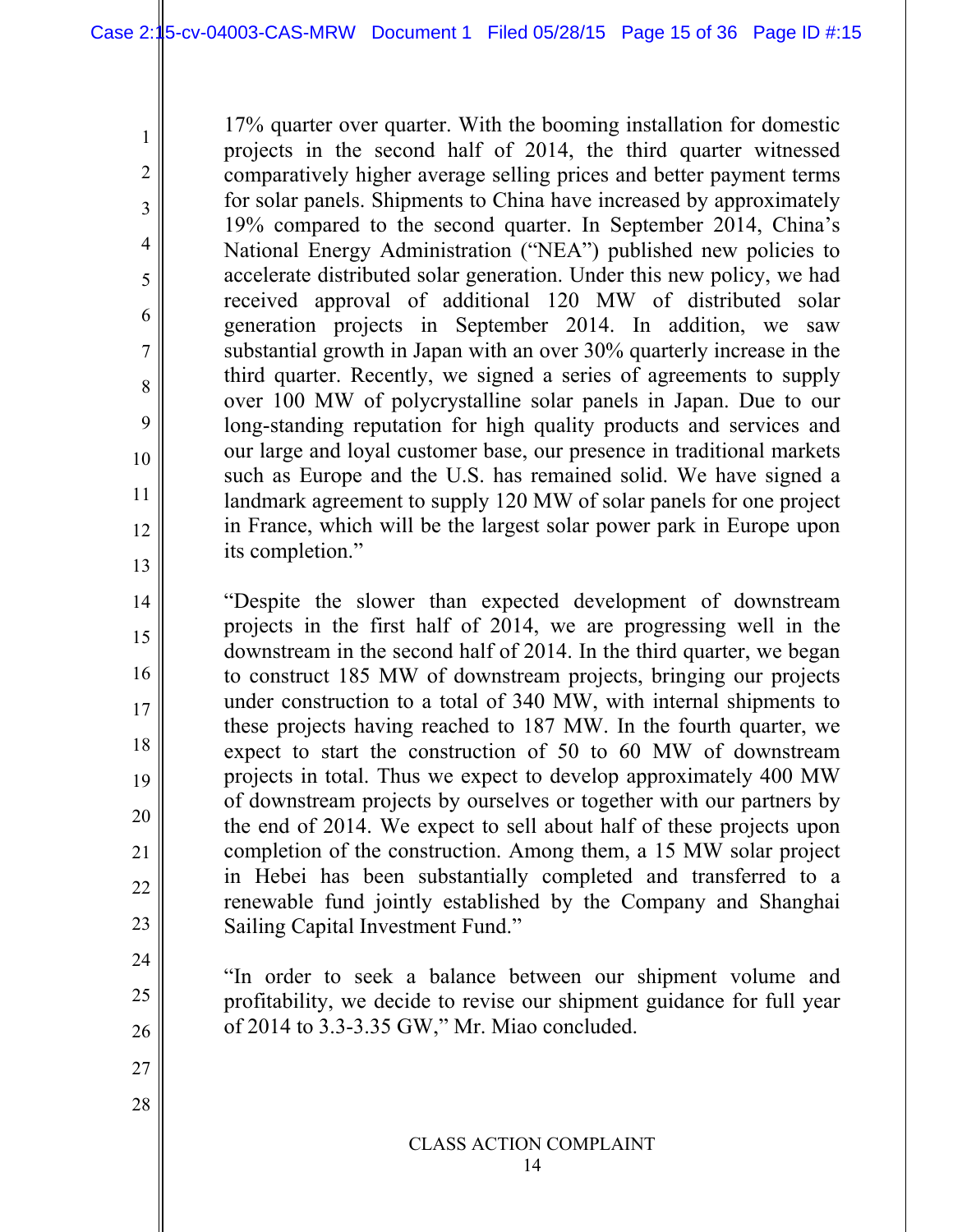17% quarter over quarter. With the booming installation for domestic projects in the second half of 2014, the third quarter witnessed comparatively higher average selling prices and better payment terms for solar panels. Shipments to China have increased by approximately 19% compared to the second quarter. In September 2014, China's National Energy Administration ("NEA") published new policies to accelerate distributed solar generation. Under this new policy, we had received approval of additional 120 MW of distributed solar generation projects in September 2014. In addition, we saw substantial growth in Japan with an over 30% quarterly increase in the third quarter. Recently, we signed a series of agreements to supply over 100 MW of polycrystalline solar panels in Japan. Due to our long-standing reputation for high quality products and services and our large and loyal customer base, our presence in traditional markets such as Europe and the U.S. has remained solid. We have signed a landmark agreement to supply 120 MW of solar panels for one project in France, which will be the largest solar power park in Europe upon its completion."

"Despite the slower than expected development of downstream projects in the first half of 2014, we are progressing well in the downstream in the second half of 2014. In the third quarter, we began to construct 185 MW of downstream projects, bringing our projects under construction to a total of 340 MW, with internal shipments to these projects having reached to 187 MW. In the fourth quarter, we expect to start the construction of 50 to 60 MW of downstream projects in total. Thus we expect to develop approximately 400 MW of downstream projects by ourselves or together with our partners by the end of 2014. We expect to sell about half of these projects upon completion of the construction. Among them, a 15 MW solar project in Hebei has been substantially completed and transferred to a renewable fund jointly established by the Company and Shanghai Sailing Capital Investment Fund."

"In order to seek a balance between our shipment volume and profitability, we decide to revise our shipment guidance for full year of 2014 to 3.3-3.35 GW," Mr. Miao concluded.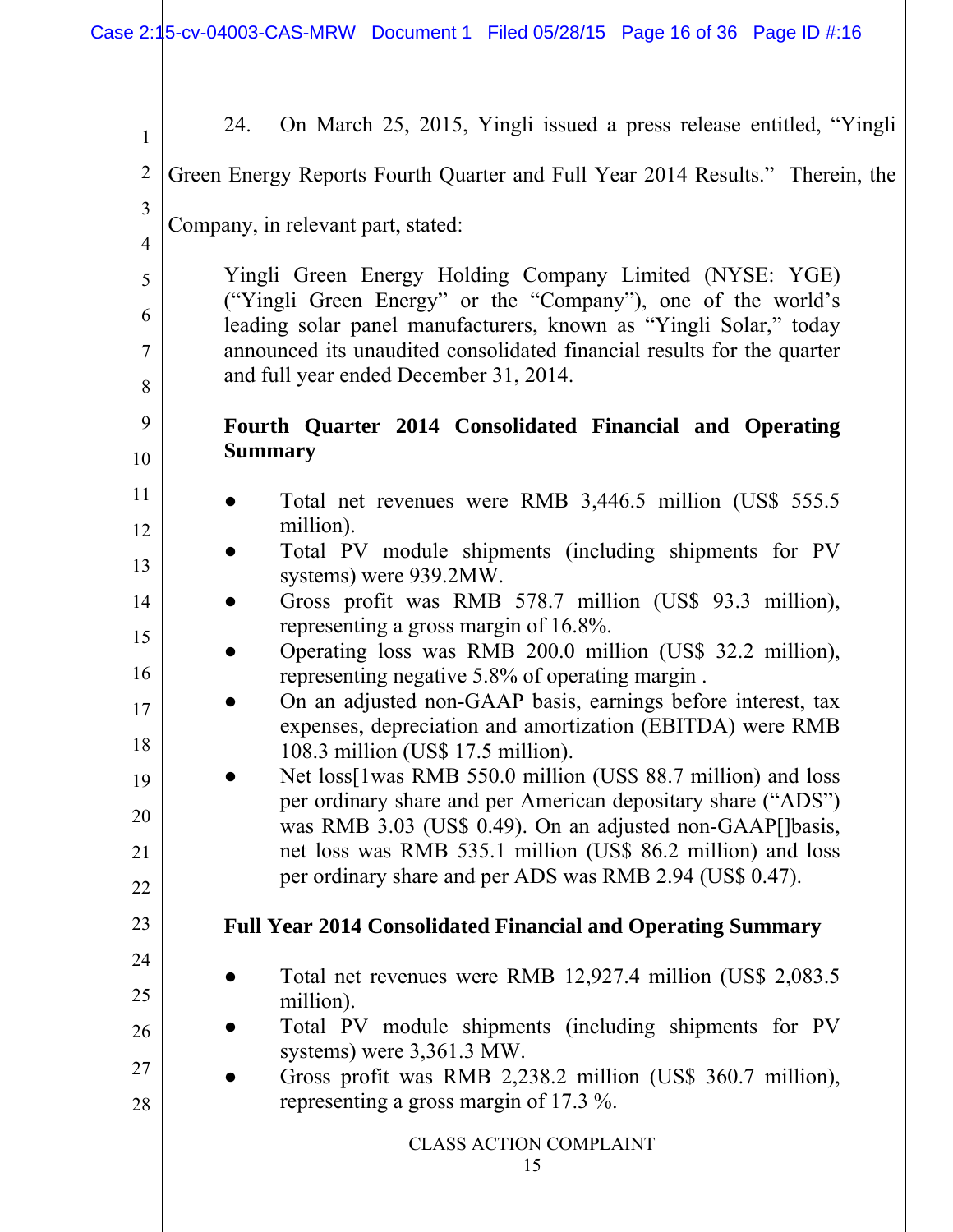24. On March 25, 2015, Yingli issued a press release entitled, "Yingli Green Energy Reports Fourth Quarter and Full Year 2014 Results." Therein, the Company, in relevant part, stated:

> Yingli Green Energy Holding Company Limited (NYSE: YGE) ("Yingli Green Energy" or the "Company"), one of the world's leading solar panel manufacturers, known as "Yingli Solar," today announced its unaudited consolidated financial results for the quarter and full year ended December 31, 2014.
>
> **Fourth Quarter 2014 Consolidated Financial and Operating Summary**
>
> - Total net revenues were RMB 3,446.5 million (US$ 555.5 million).
> - Total PV module shipments (including shipments for PV systems) were 939.2MW.
> - Gross profit was RMB 578.7 million (US$ 93.3 million), representing a gross margin of 16.8%.
> - Operating loss was RMB 200.0 million (US$ 32.2 million), representing negative 5.8% of operating margin .
> - On an adjusted non-GAAP basis, earnings before interest, tax expenses, depreciation and amortization (EBITDA) were RMB 108.3 million (US$ 17.5 million).
> - Net loss[1was RMB 550.0 million (US$ 88.7 million) and loss per ordinary share and per American depositary share ("ADS") was RMB 3.03 (US$ 0.49). On an adjusted non-GAAP[]basis, net loss was RMB 535.1 million (US$ 86.2 million) and loss per ordinary share and per ADS was RMB 2.94 (US$ 0.47).
>
> **Full Year 2014 Consolidated Financial and Operating Summary**
>
> - Total net revenues were RMB 12,927.4 million (US$ 2,083.5 million).
> - Total PV module shipments (including shipments for PV systems) were 3,361.3 MW.
> - Gross profit was RMB 2,238.2 million (US$ 360.7 million), representing a gross margin of 17.3 %.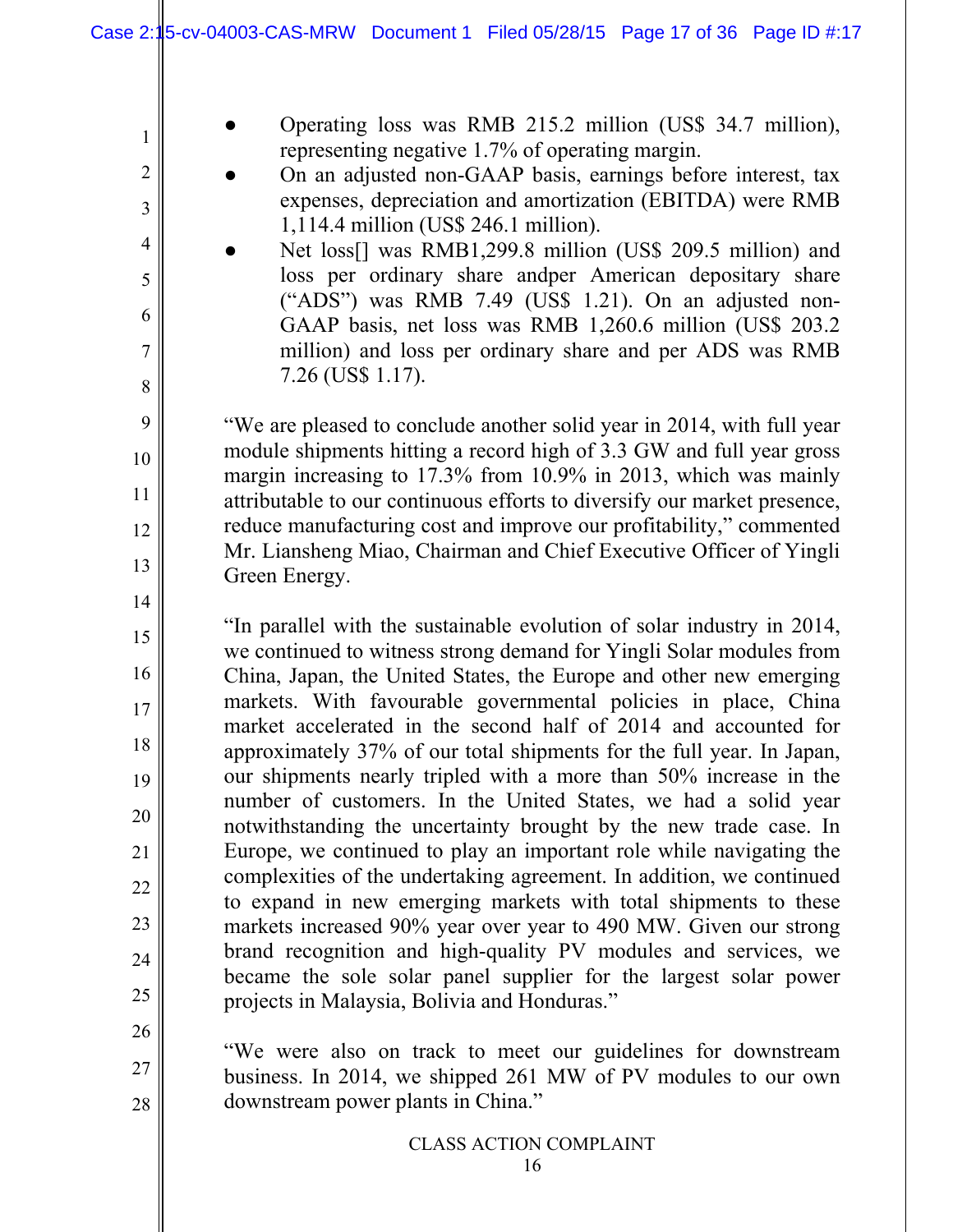- Operating loss was RMB 215.2 million (US$ 34.7 million), representing negative 1.7% of operating margin.
- On an adjusted non-GAAP basis, earnings before interest, tax expenses, depreciation and amortization (EBITDA) were RMB 1,114.4 million (US$ 246.1 million).
- Net loss[] was RMB1,299.8 million (US$ 209.5 million) and loss per ordinary share andper American depositary share ("ADS") was RMB 7.49 (US$ 1.21). On an adjusted non-GAAP basis, net loss was RMB 1,260.6 million (US$ 203.2 million) and loss per ordinary share and per ADS was RMB 7.26 (US$ 1.17).

"We are pleased to conclude another solid year in 2014, with full year module shipments hitting a record high of 3.3 GW and full year gross margin increasing to 17.3% from 10.9% in 2013, which was mainly attributable to our continuous efforts to diversify our market presence, reduce manufacturing cost and improve our profitability," commented Mr. Liansheng Miao, Chairman and Chief Executive Officer of Yingli Green Energy.

"In parallel with the sustainable evolution of solar industry in 2014, we continued to witness strong demand for Yingli Solar modules from China, Japan, the United States, the Europe and other new emerging markets. With favourable governmental policies in place, China market accelerated in the second half of 2014 and accounted for approximately 37% of our total shipments for the full year. In Japan, our shipments nearly tripled with a more than 50% increase in the number of customers. In the United States, we had a solid year notwithstanding the uncertainty brought by the new trade case. In Europe, we continued to play an important role while navigating the complexities of the undertaking agreement. In addition, we continued to expand in new emerging markets with total shipments to these markets increased 90% year over year to 490 MW. Given our strong brand recognition and high-quality PV modules and services, we became the sole solar panel supplier for the largest solar power projects in Malaysia, Bolivia and Honduras."

"We were also on track to meet our guidelines for downstream business. In 2014, we shipped 261 MW of PV modules to our own downstream power plants in China."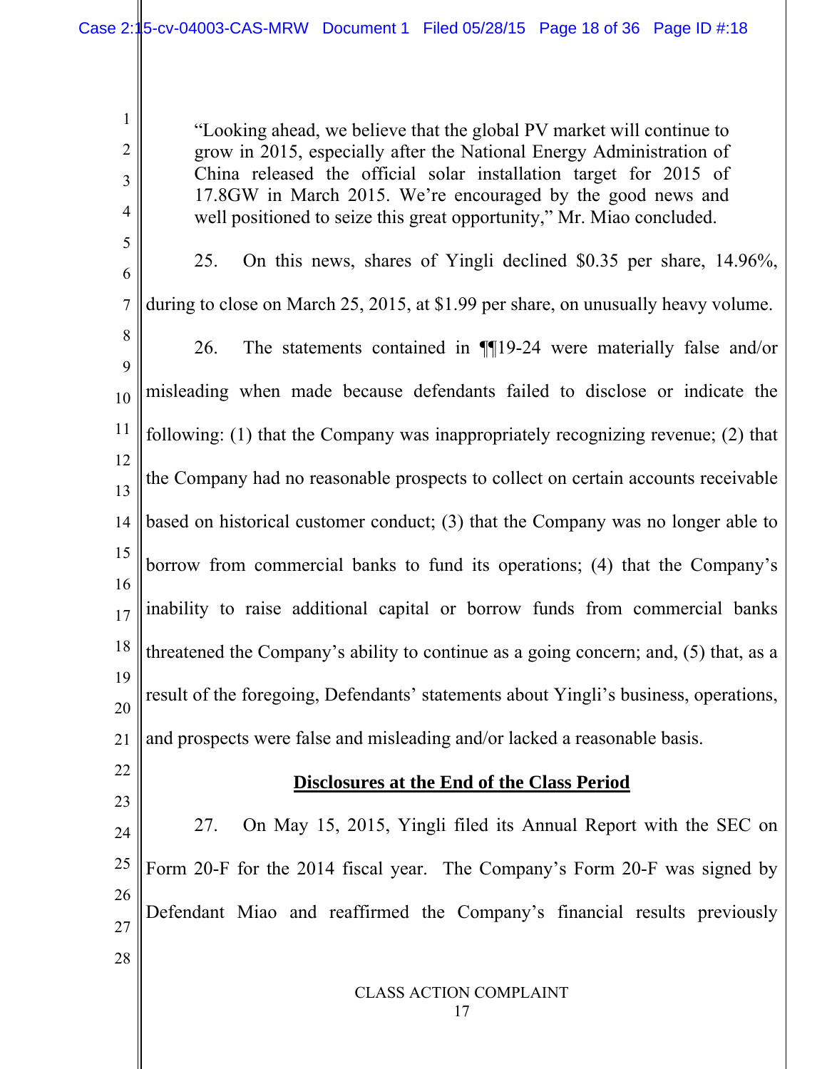> "Looking ahead, we believe that the global PV market will continue to grow in 2015, especially after the National Energy Administration of China released the official solar installation target for 2015 of 17.8GW in March 2015. We're encouraged by the good news and well positioned to seize this great opportunity," Mr. Miao concluded.

25. On this news, shares of Yingli declined $0.35 per share, 14.96%, during to close on March 25, 2015, at $1.99 per share, on unusually heavy volume.

26. The statements contained in ¶¶19-24 were materially false and/or misleading when made because defendants failed to disclose or indicate the following: (1) that the Company was inappropriately recognizing revenue; (2) that the Company had no reasonable prospects to collect on certain accounts receivable based on historical customer conduct; (3) that the Company was no longer able to borrow from commercial banks to fund its operations; (4) that the Company's inability to raise additional capital or borrow funds from commercial banks threatened the Company's ability to continue as a going concern; and, (5) that, as a result of the foregoing, Defendants' statements about Yingli's business, operations, and prospects were false and misleading and/or lacked a reasonable basis.

## Disclosures at the End of the Class Period

27. On May 15, 2015, Yingli filed its Annual Report with the SEC on Form 20-F for the 2014 fiscal year. The Company's Form 20-F was signed by Defendant Miao and reaffirmed the Company's financial results previously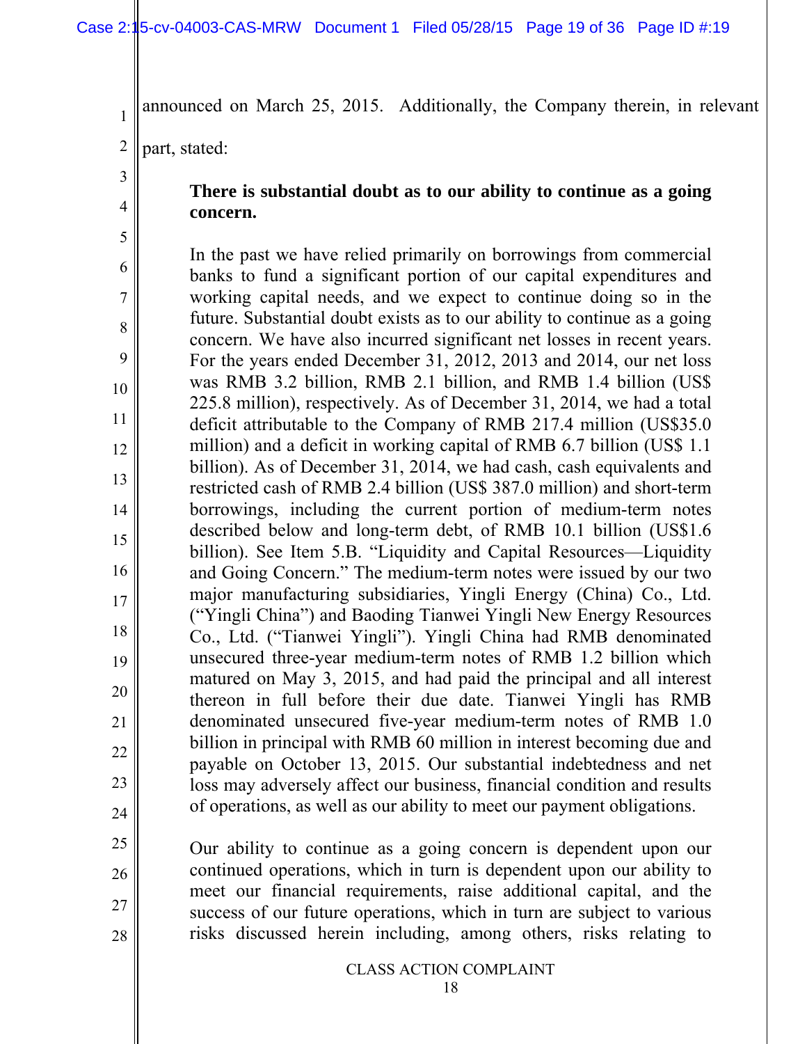announced on March 25, 2015. Additionally, the Company therein, in relevant part, stated:

> **There is substantial doubt as to our ability to continue as a going concern.**
>
> In the past we have relied primarily on borrowings from commercial banks to fund a significant portion of our capital expenditures and working capital needs, and we expect to continue doing so in the future. Substantial doubt exists as to our ability to continue as a going concern. We have also incurred significant net losses in recent years. For the years ended December 31, 2012, 2013 and 2014, our net loss was RMB 3.2 billion, RMB 2.1 billion, and RMB 1.4 billion (US$ 225.8 million), respectively. As of December 31, 2014, we had a total deficit attributable to the Company of RMB 217.4 million (US$35.0 million) and a deficit in working capital of RMB 6.7 billion (US$ 1.1 billion). As of December 31, 2014, we had cash, cash equivalents and restricted cash of RMB 2.4 billion (US$ 387.0 million) and short-term borrowings, including the current portion of medium-term notes described below and long-term debt, of RMB 10.1 billion (US$1.6 billion). See Item 5.B. "Liquidity and Capital Resources—Liquidity and Going Concern." The medium-term notes were issued by our two major manufacturing subsidiaries, Yingli Energy (China) Co., Ltd. ("Yingli China") and Baoding Tianwei Yingli New Energy Resources Co., Ltd. ("Tianwei Yingli"). Yingli China had RMB denominated unsecured three-year medium-term notes of RMB 1.2 billion which matured on May 3, 2015, and had paid the principal and all interest thereon in full before their due date. Tianwei Yingli has RMB denominated unsecured five-year medium-term notes of RMB 1.0 billion in principal with RMB 60 million in interest becoming due and payable on October 13, 2015. Our substantial indebtedness and net loss may adversely affect our business, financial condition and results of operations, as well as our ability to meet our payment obligations.
>
> Our ability to continue as a going concern is dependent upon our continued operations, which in turn is dependent upon our ability to meet our financial requirements, raise additional capital, and the success of our future operations, which in turn are subject to various risks discussed herein including, among others, risks relating to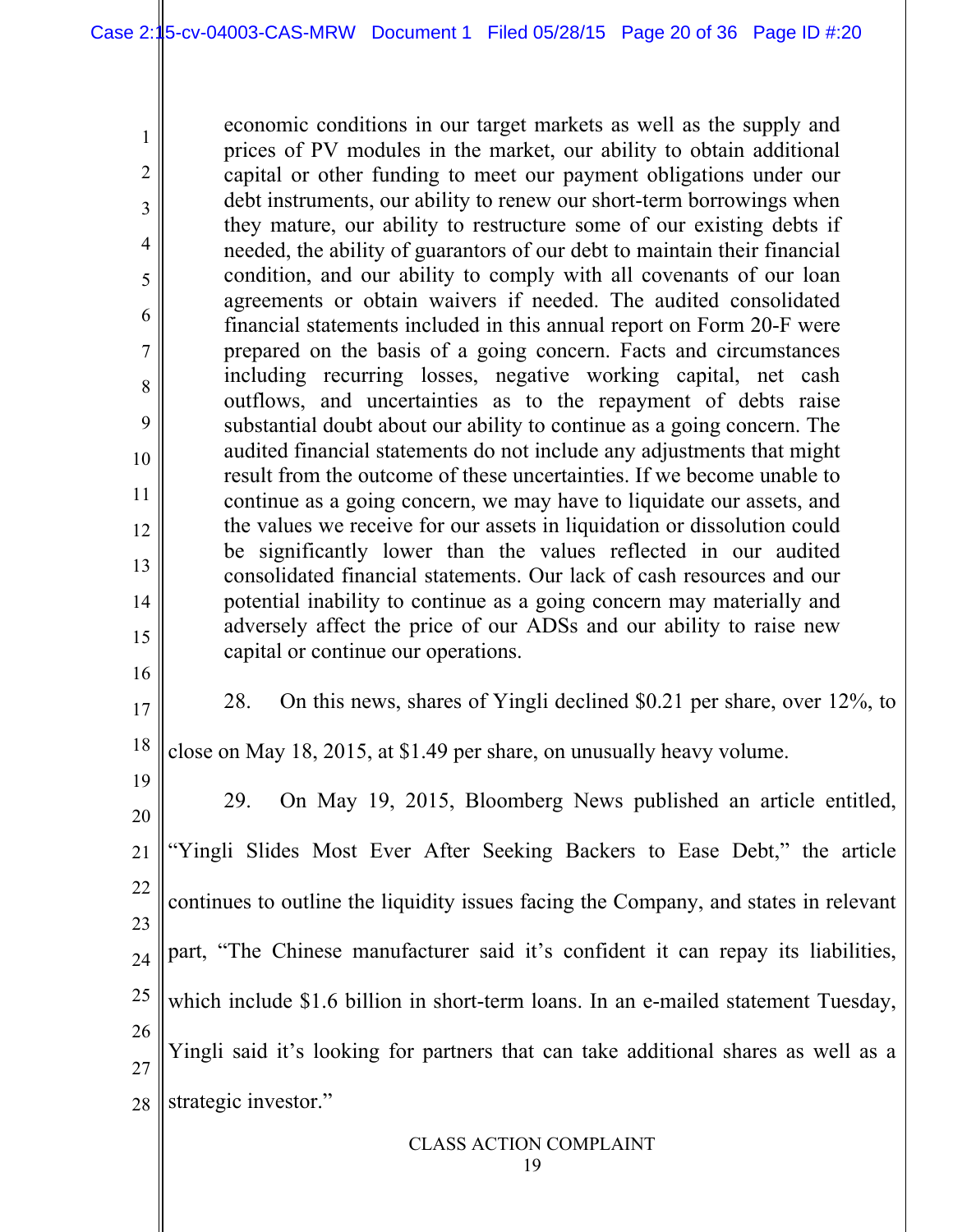economic conditions in our target markets as well as the supply and prices of PV modules in the market, our ability to obtain additional capital or other funding to meet our payment obligations under our debt instruments, our ability to renew our short-term borrowings when they mature, our ability to restructure some of our existing debts if needed, the ability of guarantors of our debt to maintain their financial condition, and our ability to comply with all covenants of our loan agreements or obtain waivers if needed. The audited consolidated financial statements included in this annual report on Form 20-F were prepared on the basis of a going concern. Facts and circumstances including recurring losses, negative working capital, net cash outflows, and uncertainties as to the repayment of debts raise substantial doubt about our ability to continue as a going concern. The audited financial statements do not include any adjustments that might result from the outcome of these uncertainties. If we become unable to continue as a going concern, we may have to liquidate our assets, and the values we receive for our assets in liquidation or dissolution could be significantly lower than the values reflected in our audited consolidated financial statements. Our lack of cash resources and our potential inability to continue as a going concern may materially and adversely affect the price of our ADSs and our ability to raise new capital or continue our operations.

28. On this news, shares of Yingli declined $0.21 per share, over 12%, to close on May 18, 2015, at $1.49 per share, on unusually heavy volume.

29. On May 19, 2015, Bloomberg News published an article entitled, "Yingli Slides Most Ever After Seeking Backers to Ease Debt," the article continues to outline the liquidity issues facing the Company, and states in relevant part, "The Chinese manufacturer said it's confident it can repay its liabilities, which include $1.6 billion in short-term loans. In an e-mailed statement Tuesday, Yingli said it's looking for partners that can take additional shares as well as a strategic investor."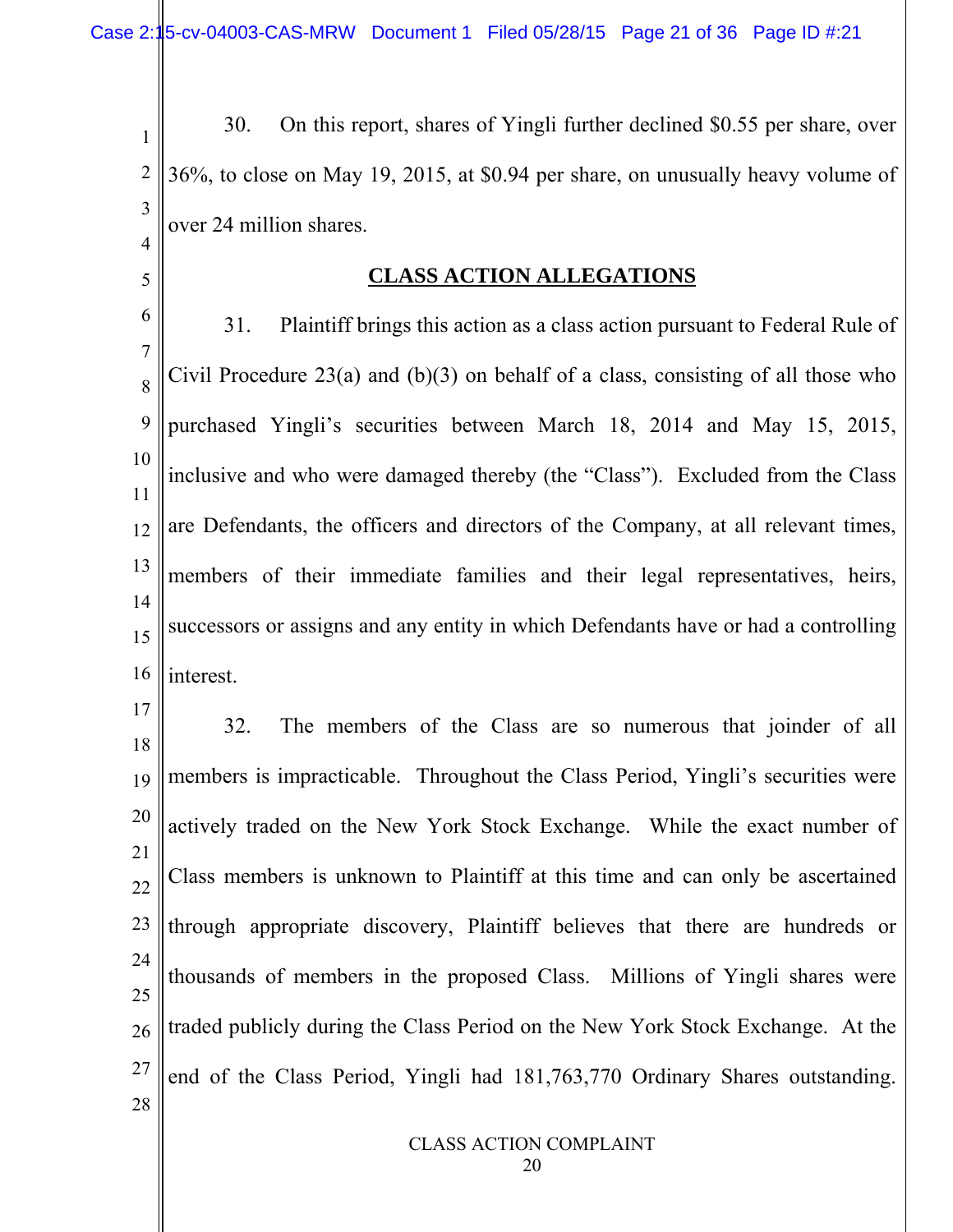30. On this report, shares of Yingli further declined $0.55 per share, over 36%, to close on May 19, 2015, at $0.94 per share, on unusually heavy volume of over 24 million shares.

## CLASS ACTION ALLEGATIONS

31. Plaintiff brings this action as a class action pursuant to Federal Rule of Civil Procedure 23(a) and (b)(3) on behalf of a class, consisting of all those who purchased Yingli's securities between March 18, 2014 and May 15, 2015, inclusive and who were damaged thereby (the "Class"). Excluded from the Class are Defendants, the officers and directors of the Company, at all relevant times, members of their immediate families and their legal representatives, heirs, successors or assigns and any entity in which Defendants have or had a controlling interest.

32. The members of the Class are so numerous that joinder of all members is impracticable. Throughout the Class Period, Yingli's securities were actively traded on the New York Stock Exchange. While the exact number of Class members is unknown to Plaintiff at this time and can only be ascertained through appropriate discovery, Plaintiff believes that there are hundreds or thousands of members in the proposed Class. Millions of Yingli shares were traded publicly during the Class Period on the New York Stock Exchange. At the end of the Class Period, Yingli had 181,763,770 Ordinary Shares outstanding.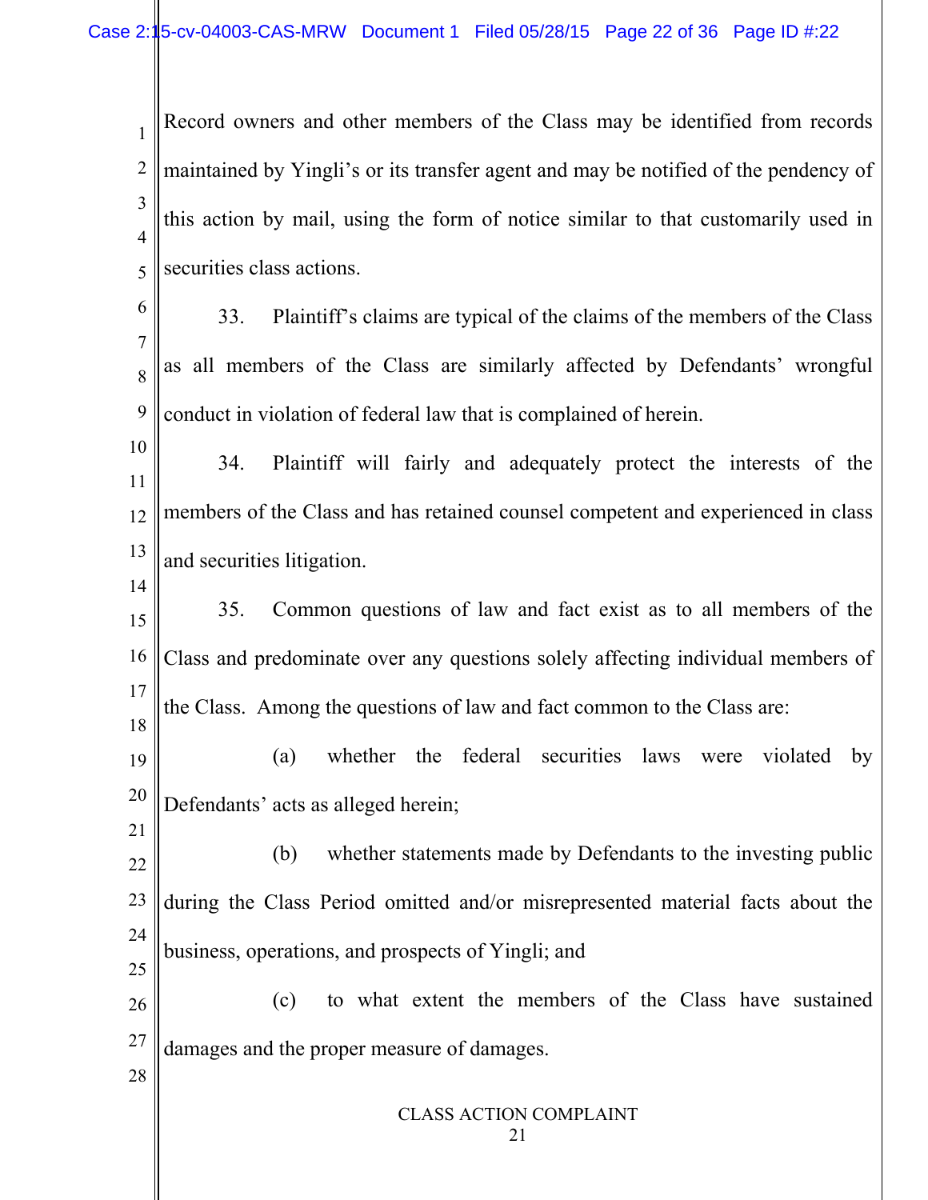Record owners and other members of the Class may be identified from records maintained by Yingli's or its transfer agent and may be notified of the pendency of this action by mail, using the form of notice similar to that customarily used in securities class actions.

33. Plaintiff's claims are typical of the claims of the members of the Class as all members of the Class are similarly affected by Defendants' wrongful conduct in violation of federal law that is complained of herein.

34. Plaintiff will fairly and adequately protect the interests of the members of the Class and has retained counsel competent and experienced in class and securities litigation.

35. Common questions of law and fact exist as to all members of the Class and predominate over any questions solely affecting individual members of the Class. Among the questions of law and fact common to the Class are:

(a) whether the federal securities laws were violated by Defendants' acts as alleged herein;

(b) whether statements made by Defendants to the investing public during the Class Period omitted and/or misrepresented material facts about the business, operations, and prospects of Yingli; and

(c) to what extent the members of the Class have sustained damages and the proper measure of damages.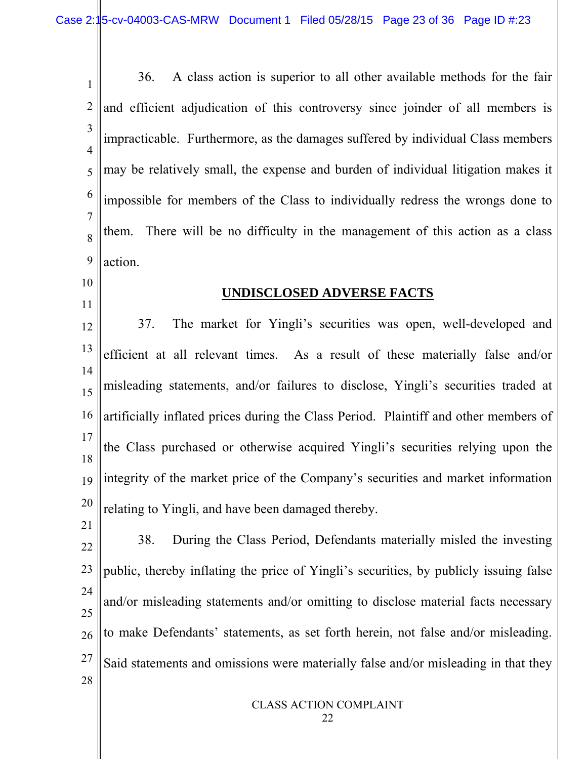36. A class action is superior to all other available methods for the fair and efficient adjudication of this controversy since joinder of all members is impracticable. Furthermore, as the damages suffered by individual Class members may be relatively small, the expense and burden of individual litigation makes it impossible for members of the Class to individually redress the wrongs done to them. There will be no difficulty in the management of this action as a class action.

## UNDISCLOSED ADVERSE FACTS

37. The market for Yingli's securities was open, well-developed and efficient at all relevant times. As a result of these materially false and/or misleading statements, and/or failures to disclose, Yingli's securities traded at artificially inflated prices during the Class Period. Plaintiff and other members of the Class purchased or otherwise acquired Yingli's securities relying upon the integrity of the market price of the Company's securities and market information relating to Yingli, and have been damaged thereby.

38. During the Class Period, Defendants materially misled the investing public, thereby inflating the price of Yingli's securities, by publicly issuing false and/or misleading statements and/or omitting to disclose material facts necessary to make Defendants' statements, as set forth herein, not false and/or misleading. Said statements and omissions were materially false and/or misleading in that they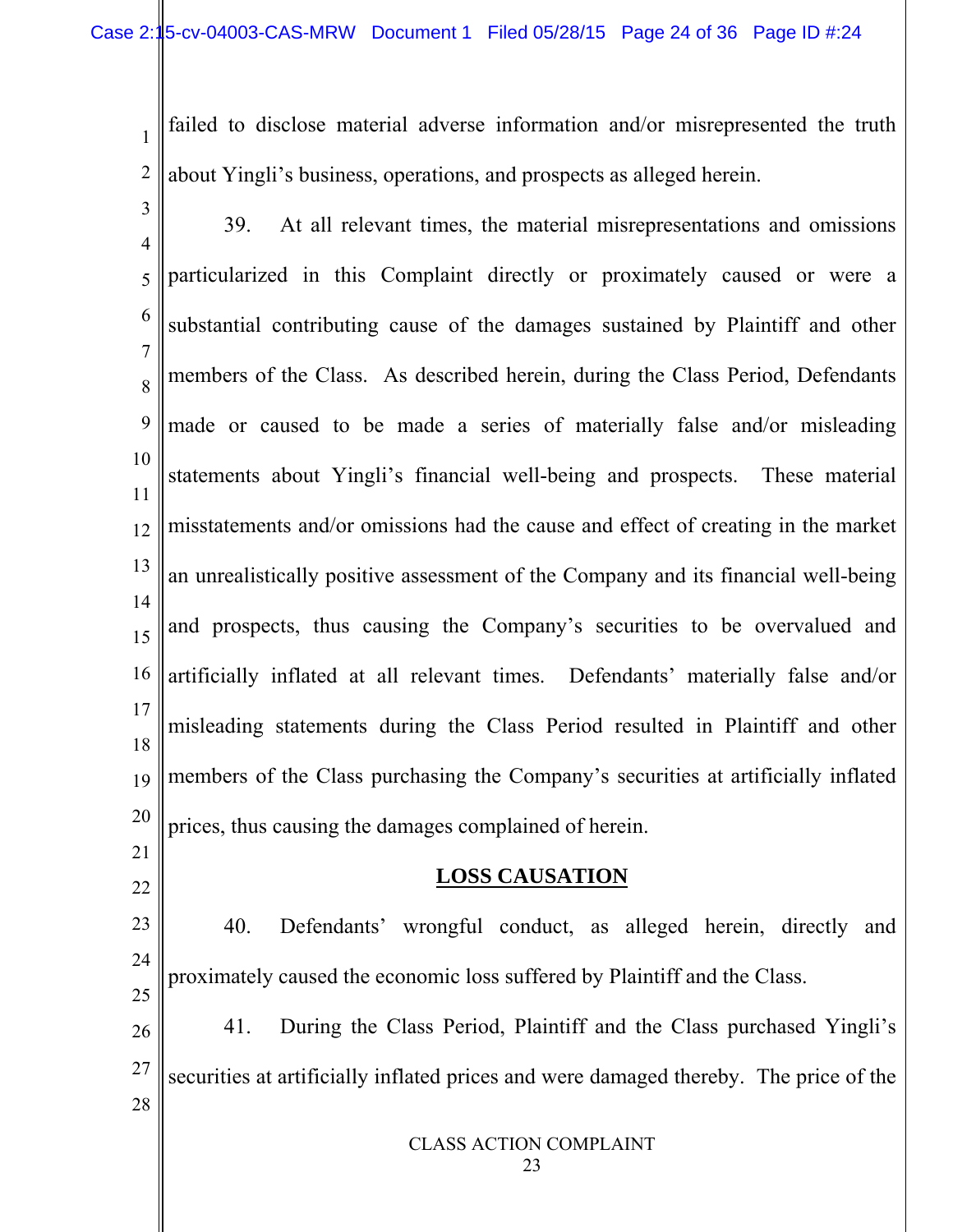failed to disclose material adverse information and/or misrepresented the truth about Yingli's business, operations, and prospects as alleged herein.

39. At all relevant times, the material misrepresentations and omissions particularized in this Complaint directly or proximately caused or were a substantial contributing cause of the damages sustained by Plaintiff and other members of the Class. As described herein, during the Class Period, Defendants made or caused to be made a series of materially false and/or misleading statements about Yingli's financial well-being and prospects. These material misstatements and/or omissions had the cause and effect of creating in the market an unrealistically positive assessment of the Company and its financial well-being and prospects, thus causing the Company's securities to be overvalued and artificially inflated at all relevant times. Defendants' materially false and/or misleading statements during the Class Period resulted in Plaintiff and other members of the Class purchasing the Company's securities at artificially inflated prices, thus causing the damages complained of herein.

## LOSS CAUSATION

40. Defendants' wrongful conduct, as alleged herein, directly and proximately caused the economic loss suffered by Plaintiff and the Class.

41. During the Class Period, Plaintiff and the Class purchased Yingli's securities at artificially inflated prices and were damaged thereby. The price of the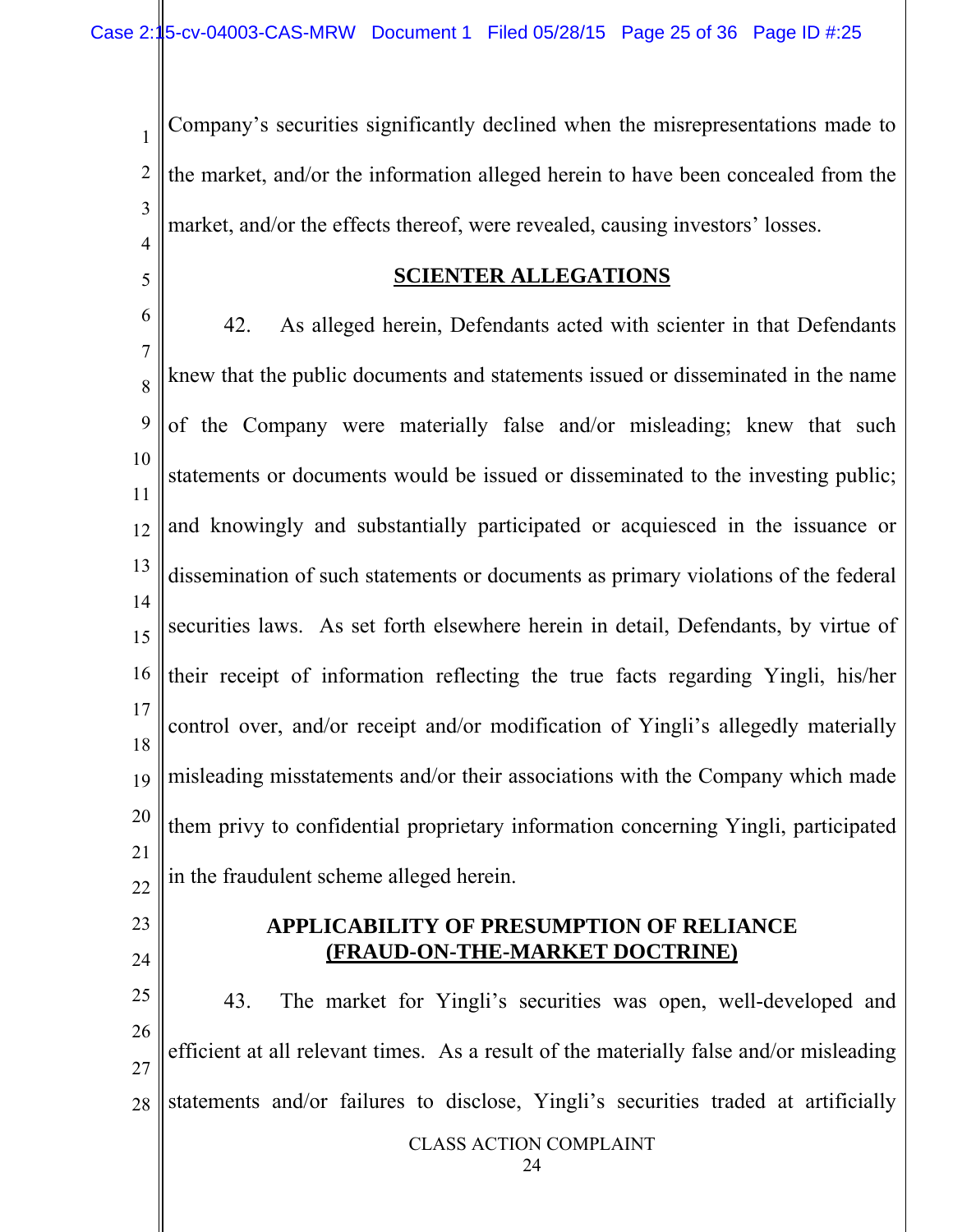Company's securities significantly declined when the misrepresentations made to the market, and/or the information alleged herein to have been concealed from the market, and/or the effects thereof, were revealed, causing investors' losses.

## SCIENTER ALLEGATIONS

42. As alleged herein, Defendants acted with scienter in that Defendants knew that the public documents and statements issued or disseminated in the name of the Company were materially false and/or misleading; knew that such statements or documents would be issued or disseminated to the investing public; and knowingly and substantially participated or acquiesced in the issuance or dissemination of such statements or documents as primary violations of the federal securities laws. As set forth elsewhere herein in detail, Defendants, by virtue of their receipt of information reflecting the true facts regarding Yingli, his/her control over, and/or receipt and/or modification of Yingli's allegedly materially misleading misstatements and/or their associations with the Company which made them privy to confidential proprietary information concerning Yingli, participated in the fraudulent scheme alleged herein.

## APPLICABILITY OF PRESUMPTION OF RELIANCE (FRAUD-ON-THE-MARKET DOCTRINE)

43. The market for Yingli's securities was open, well-developed and efficient at all relevant times. As a result of the materially false and/or misleading statements and/or failures to disclose, Yingli's securities traded at artificially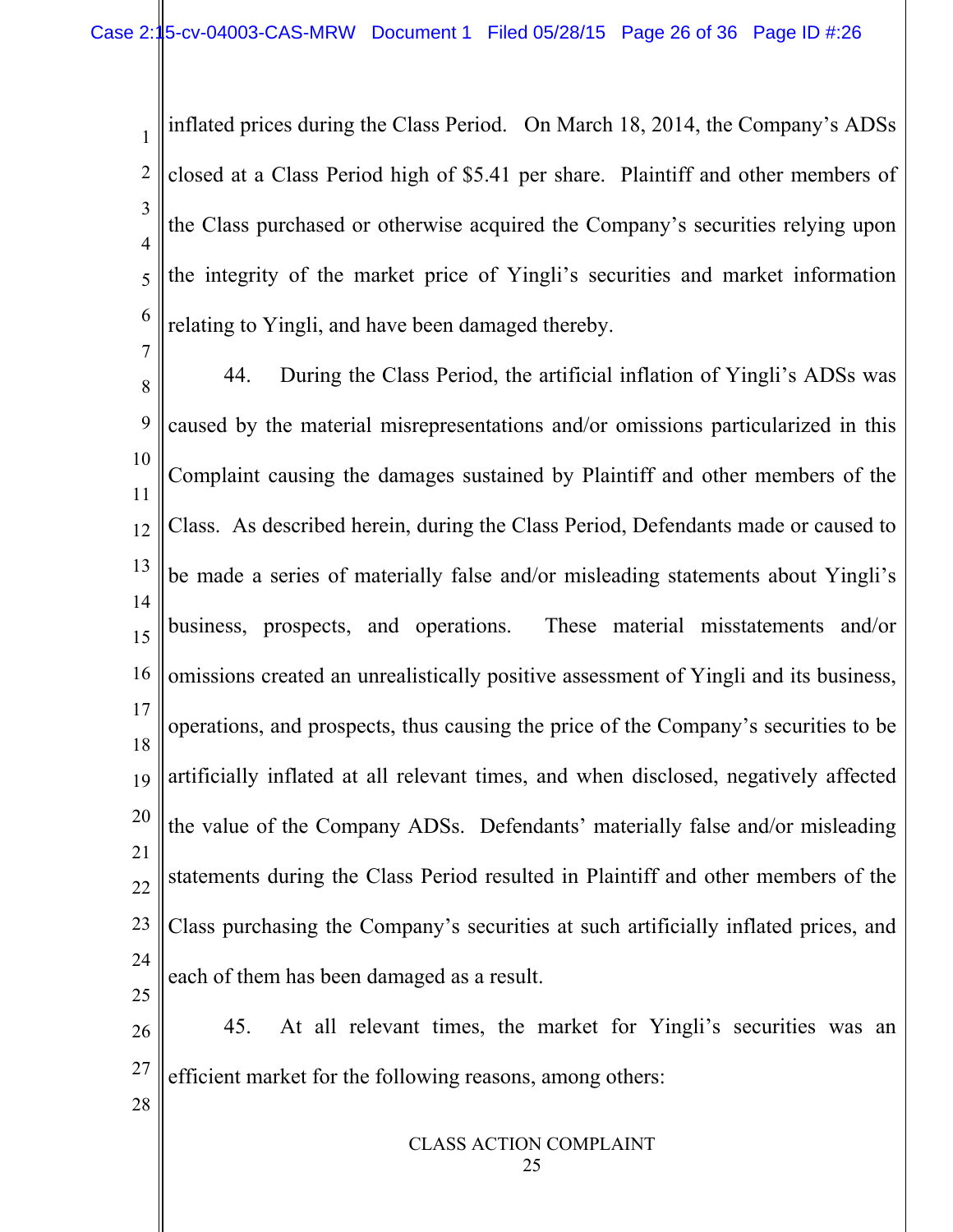inflated prices during the Class Period. On March 18, 2014, the Company's ADSs closed at a Class Period high of $5.41 per share. Plaintiff and other members of the Class purchased or otherwise acquired the Company's securities relying upon the integrity of the market price of Yingli's securities and market information relating to Yingli, and have been damaged thereby.

44. During the Class Period, the artificial inflation of Yingli's ADSs was caused by the material misrepresentations and/or omissions particularized in this Complaint causing the damages sustained by Plaintiff and other members of the Class. As described herein, during the Class Period, Defendants made or caused to be made a series of materially false and/or misleading statements about Yingli's business, prospects, and operations. These material misstatements and/or omissions created an unrealistically positive assessment of Yingli and its business, operations, and prospects, thus causing the price of the Company's securities to be artificially inflated at all relevant times, and when disclosed, negatively affected the value of the Company ADSs. Defendants' materially false and/or misleading statements during the Class Period resulted in Plaintiff and other members of the Class purchasing the Company's securities at such artificially inflated prices, and each of them has been damaged as a result.

45. At all relevant times, the market for Yingli's securities was an efficient market for the following reasons, among others: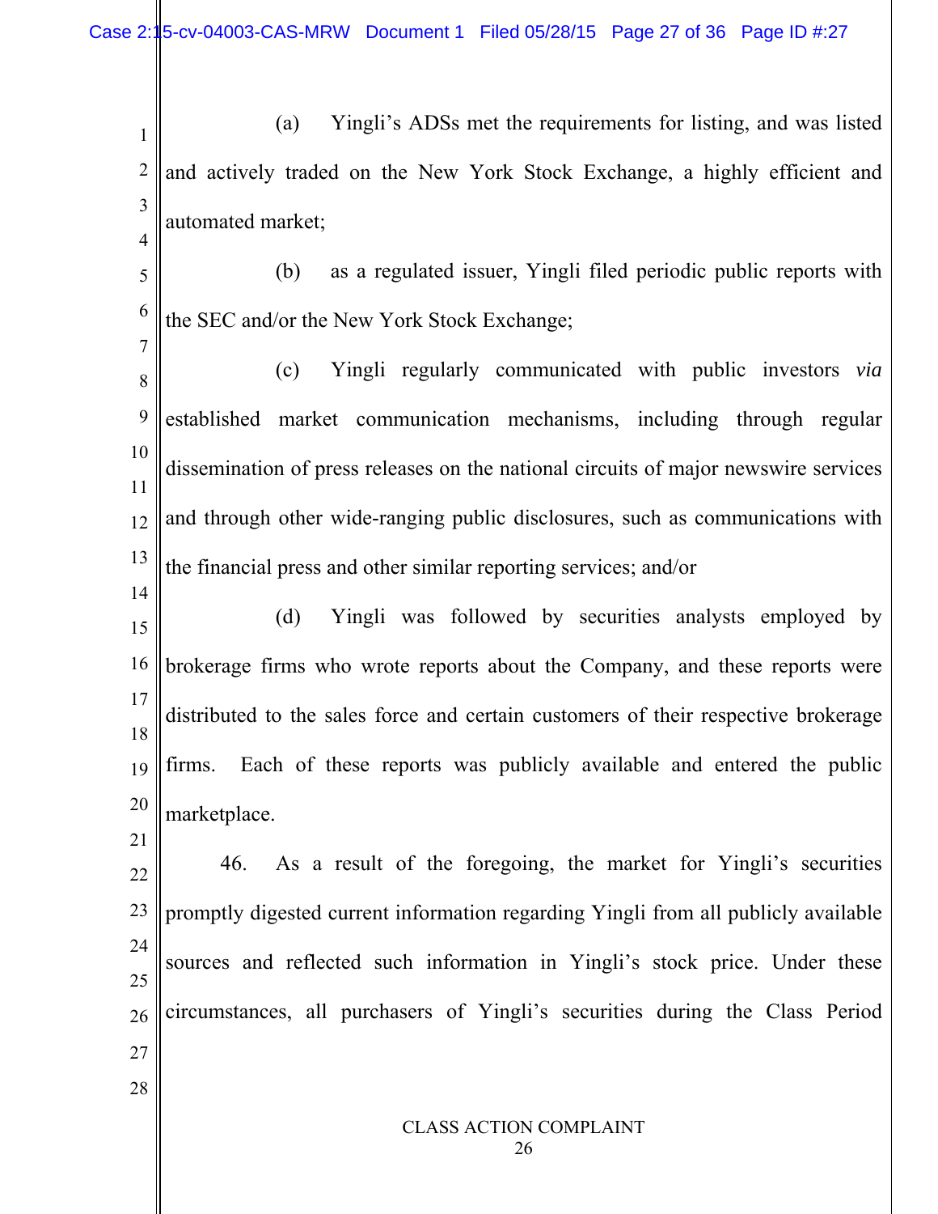(a) Yingli's ADSs met the requirements for listing, and was listed and actively traded on the New York Stock Exchange, a highly efficient and automated market;

(b) as a regulated issuer, Yingli filed periodic public reports with the SEC and/or the New York Stock Exchange;

(c) Yingli regularly communicated with public investors *via* established market communication mechanisms, including through regular dissemination of press releases on the national circuits of major newswire services and through other wide-ranging public disclosures, such as communications with the financial press and other similar reporting services; and/or

(d) Yingli was followed by securities analysts employed by brokerage firms who wrote reports about the Company, and these reports were distributed to the sales force and certain customers of their respective brokerage firms. Each of these reports was publicly available and entered the public marketplace.

46. As a result of the foregoing, the market for Yingli's securities promptly digested current information regarding Yingli from all publicly available sources and reflected such information in Yingli's stock price. Under these circumstances, all purchasers of Yingli's securities during the Class Period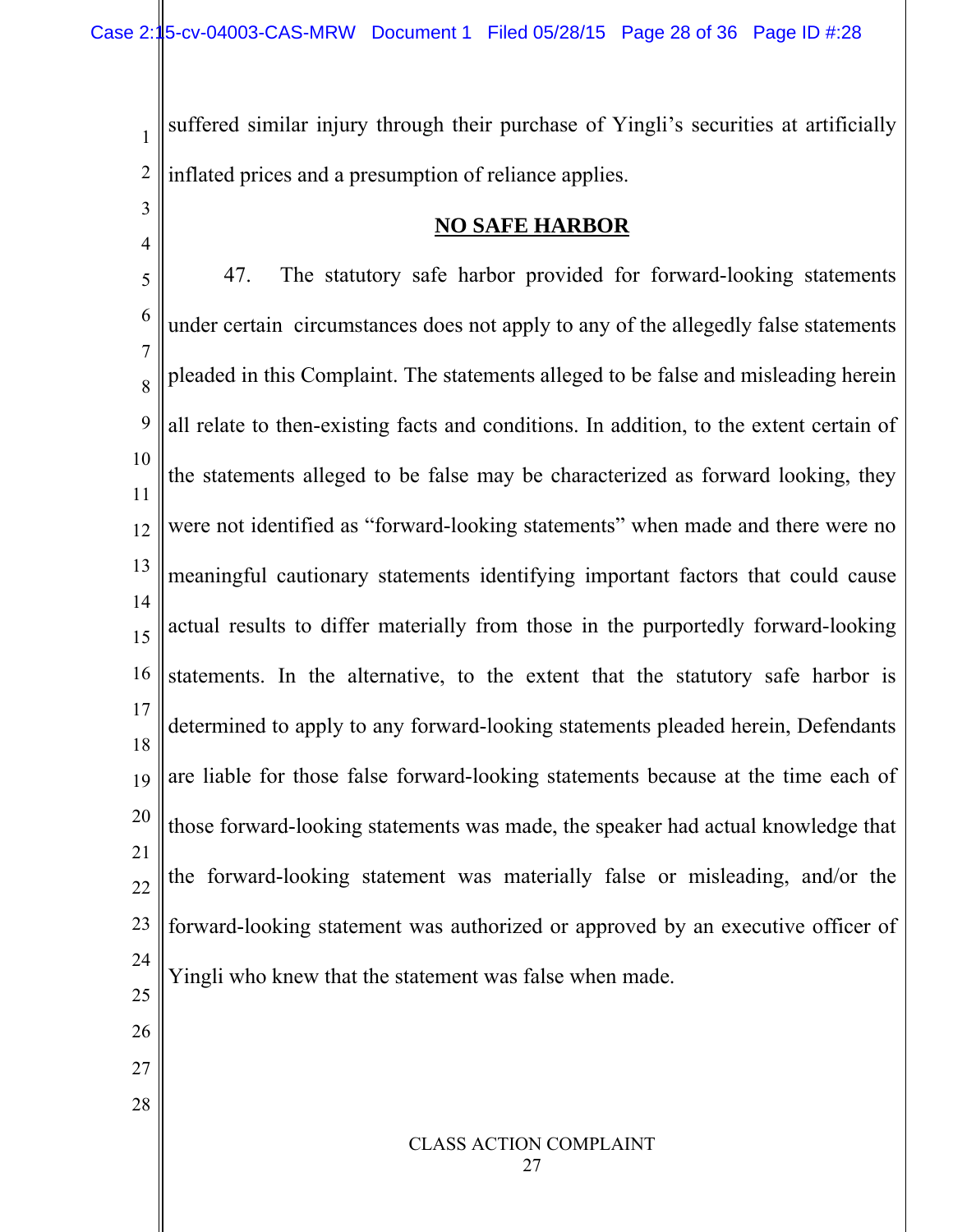suffered similar injury through their purchase of Yingli's securities at artificially inflated prices and a presumption of reliance applies.

## NO SAFE HARBOR

47. The statutory safe harbor provided for forward-looking statements under certain circumstances does not apply to any of the allegedly false statements pleaded in this Complaint. The statements alleged to be false and misleading herein all relate to then-existing facts and conditions. In addition, to the extent certain of the statements alleged to be false may be characterized as forward looking, they were not identified as "forward-looking statements" when made and there were no meaningful cautionary statements identifying important factors that could cause actual results to differ materially from those in the purportedly forward-looking statements. In the alternative, to the extent that the statutory safe harbor is determined to apply to any forward-looking statements pleaded herein, Defendants are liable for those false forward-looking statements because at the time each of those forward-looking statements was made, the speaker had actual knowledge that the forward-looking statement was materially false or misleading, and/or the forward-looking statement was authorized or approved by an executive officer of Yingli who knew that the statement was false when made.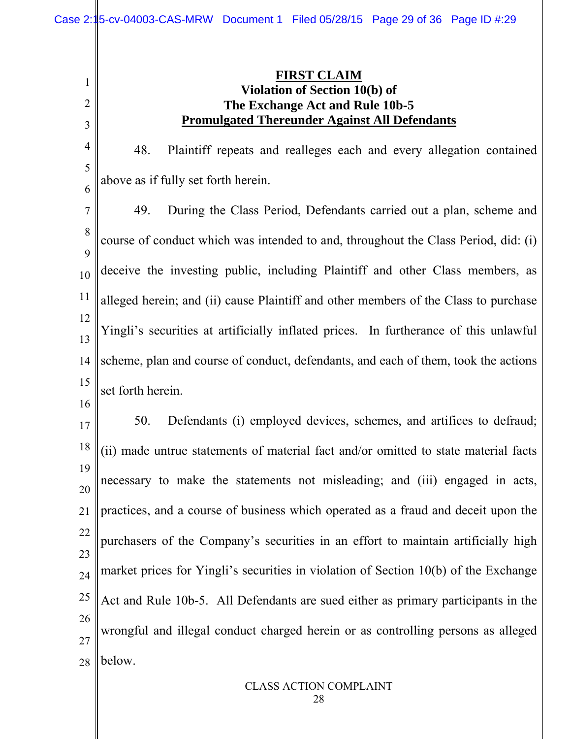## FIRST CLAIM

### Violation of Section 10(b) of The Exchange Act and Rule 10b-5 Promulgated Thereunder Against All Defendants

48. Plaintiff repeats and realleges each and every allegation contained above as if fully set forth herein.

49. During the Class Period, Defendants carried out a plan, scheme and course of conduct which was intended to and, throughout the Class Period, did: (i) deceive the investing public, including Plaintiff and other Class members, as alleged herein; and (ii) cause Plaintiff and other members of the Class to purchase Yingli's securities at artificially inflated prices. In furtherance of this unlawful scheme, plan and course of conduct, defendants, and each of them, took the actions set forth herein.

50. Defendants (i) employed devices, schemes, and artifices to defraud; (ii) made untrue statements of material fact and/or omitted to state material facts necessary to make the statements not misleading; and (iii) engaged in acts, practices, and a course of business which operated as a fraud and deceit upon the purchasers of the Company's securities in an effort to maintain artificially high market prices for Yingli's securities in violation of Section 10(b) of the Exchange Act and Rule 10b-5. All Defendants are sued either as primary participants in the wrongful and illegal conduct charged herein or as controlling persons as alleged below.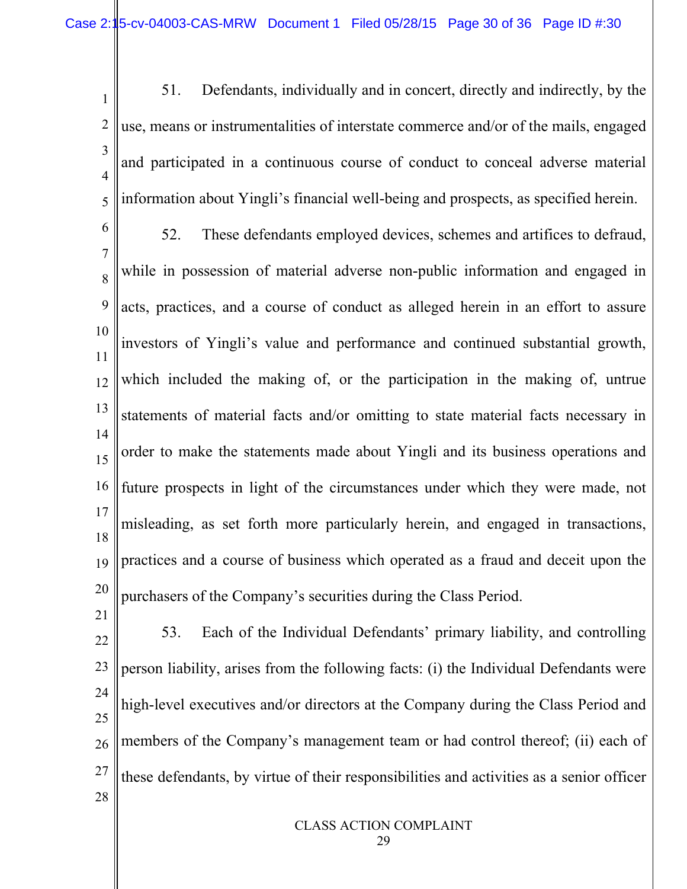51. Defendants, individually and in concert, directly and indirectly, by the use, means or instrumentalities of interstate commerce and/or of the mails, engaged and participated in a continuous course of conduct to conceal adverse material information about Yingli's financial well-being and prospects, as specified herein.

52. These defendants employed devices, schemes and artifices to defraud, while in possession of material adverse non-public information and engaged in acts, practices, and a course of conduct as alleged herein in an effort to assure investors of Yingli's value and performance and continued substantial growth, which included the making of, or the participation in the making of, untrue statements of material facts and/or omitting to state material facts necessary in order to make the statements made about Yingli and its business operations and future prospects in light of the circumstances under which they were made, not misleading, as set forth more particularly herein, and engaged in transactions, practices and a course of business which operated as a fraud and deceit upon the purchasers of the Company's securities during the Class Period.

53. Each of the Individual Defendants' primary liability, and controlling person liability, arises from the following facts: (i) the Individual Defendants were high-level executives and/or directors at the Company during the Class Period and members of the Company's management team or had control thereof; (ii) each of these defendants, by virtue of their responsibilities and activities as a senior officer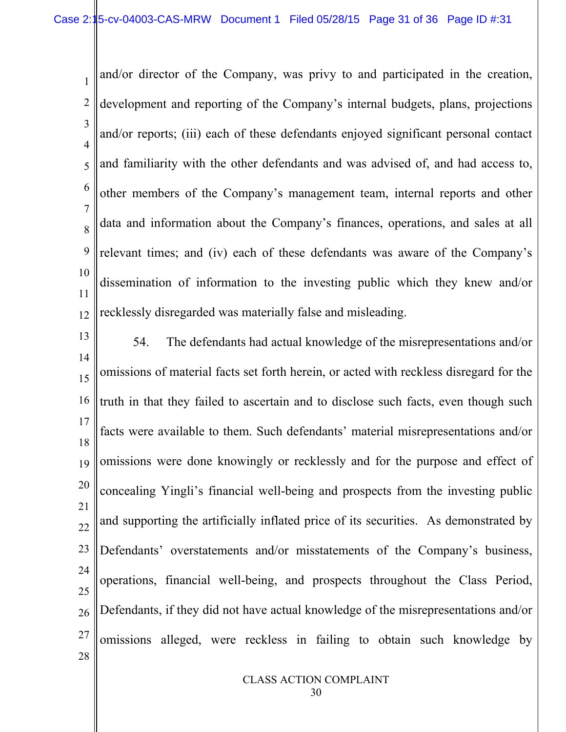and/or director of the Company, was privy to and participated in the creation, development and reporting of the Company's internal budgets, plans, projections and/or reports; (iii) each of these defendants enjoyed significant personal contact and familiarity with the other defendants and was advised of, and had access to, other members of the Company's management team, internal reports and other data and information about the Company's finances, operations, and sales at all relevant times; and (iv) each of these defendants was aware of the Company's dissemination of information to the investing public which they knew and/or recklessly disregarded was materially false and misleading.

54. The defendants had actual knowledge of the misrepresentations and/or omissions of material facts set forth herein, or acted with reckless disregard for the truth in that they failed to ascertain and to disclose such facts, even though such facts were available to them. Such defendants' material misrepresentations and/or omissions were done knowingly or recklessly and for the purpose and effect of concealing Yingli's financial well-being and prospects from the investing public and supporting the artificially inflated price of its securities. As demonstrated by Defendants' overstatements and/or misstatements of the Company's business, operations, financial well-being, and prospects throughout the Class Period, Defendants, if they did not have actual knowledge of the misrepresentations and/or omissions alleged, were reckless in failing to obtain such knowledge by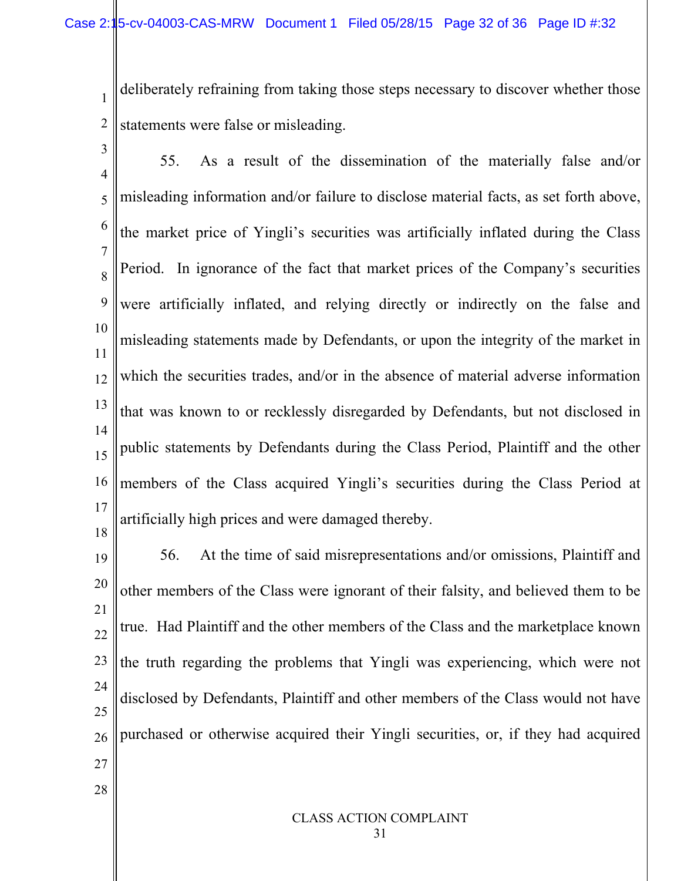deliberately refraining from taking those steps necessary to discover whether those statements were false or misleading.

55. As a result of the dissemination of the materially false and/or misleading information and/or failure to disclose material facts, as set forth above, the market price of Yingli's securities was artificially inflated during the Class Period. In ignorance of the fact that market prices of the Company's securities were artificially inflated, and relying directly or indirectly on the false and misleading statements made by Defendants, or upon the integrity of the market in which the securities trades, and/or in the absence of material adverse information that was known to or recklessly disregarded by Defendants, but not disclosed in public statements by Defendants during the Class Period, Plaintiff and the other members of the Class acquired Yingli's securities during the Class Period at artificially high prices and were damaged thereby.

56. At the time of said misrepresentations and/or omissions, Plaintiff and other members of the Class were ignorant of their falsity, and believed them to be true. Had Plaintiff and the other members of the Class and the marketplace known the truth regarding the problems that Yingli was experiencing, which were not disclosed by Defendants, Plaintiff and other members of the Class would not have purchased or otherwise acquired their Yingli securities, or, if they had acquired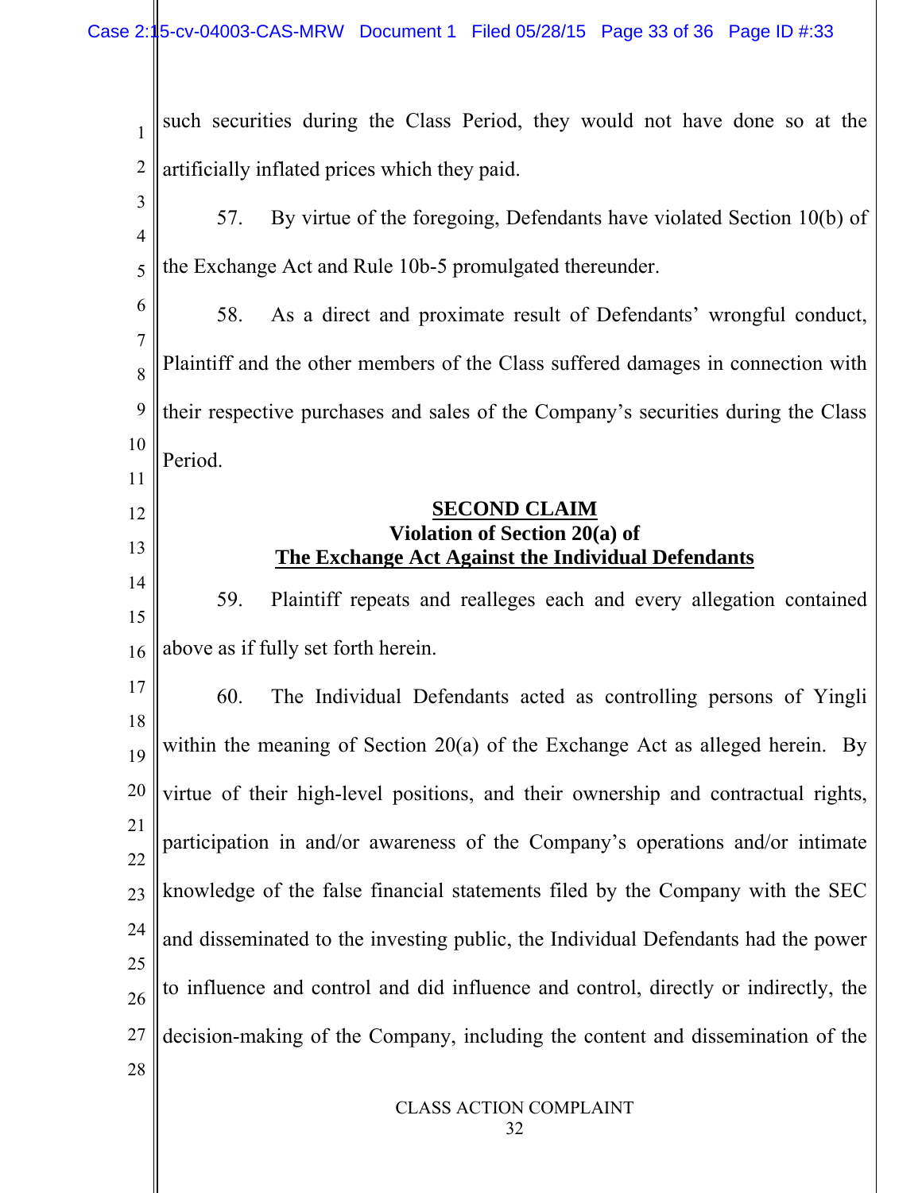such securities during the Class Period, they would not have done so at the artificially inflated prices which they paid.

57. By virtue of the foregoing, Defendants have violated Section 10(b) of the Exchange Act and Rule 10b-5 promulgated thereunder.

58. As a direct and proximate result of Defendants' wrongful conduct, Plaintiff and the other members of the Class suffered damages in connection with their respective purchases and sales of the Company's securities during the Class Period.

## SECOND CLAIM
### Violation of Section 20(a) of The Exchange Act Against the Individual Defendants

59. Plaintiff repeats and realleges each and every allegation contained above as if fully set forth herein.

60. The Individual Defendants acted as controlling persons of Yingli within the meaning of Section 20(a) of the Exchange Act as alleged herein. By virtue of their high-level positions, and their ownership and contractual rights, participation in and/or awareness of the Company's operations and/or intimate knowledge of the false financial statements filed by the Company with the SEC and disseminated to the investing public, the Individual Defendants had the power to influence and control and did influence and control, directly or indirectly, the decision-making of the Company, including the content and dissemination of the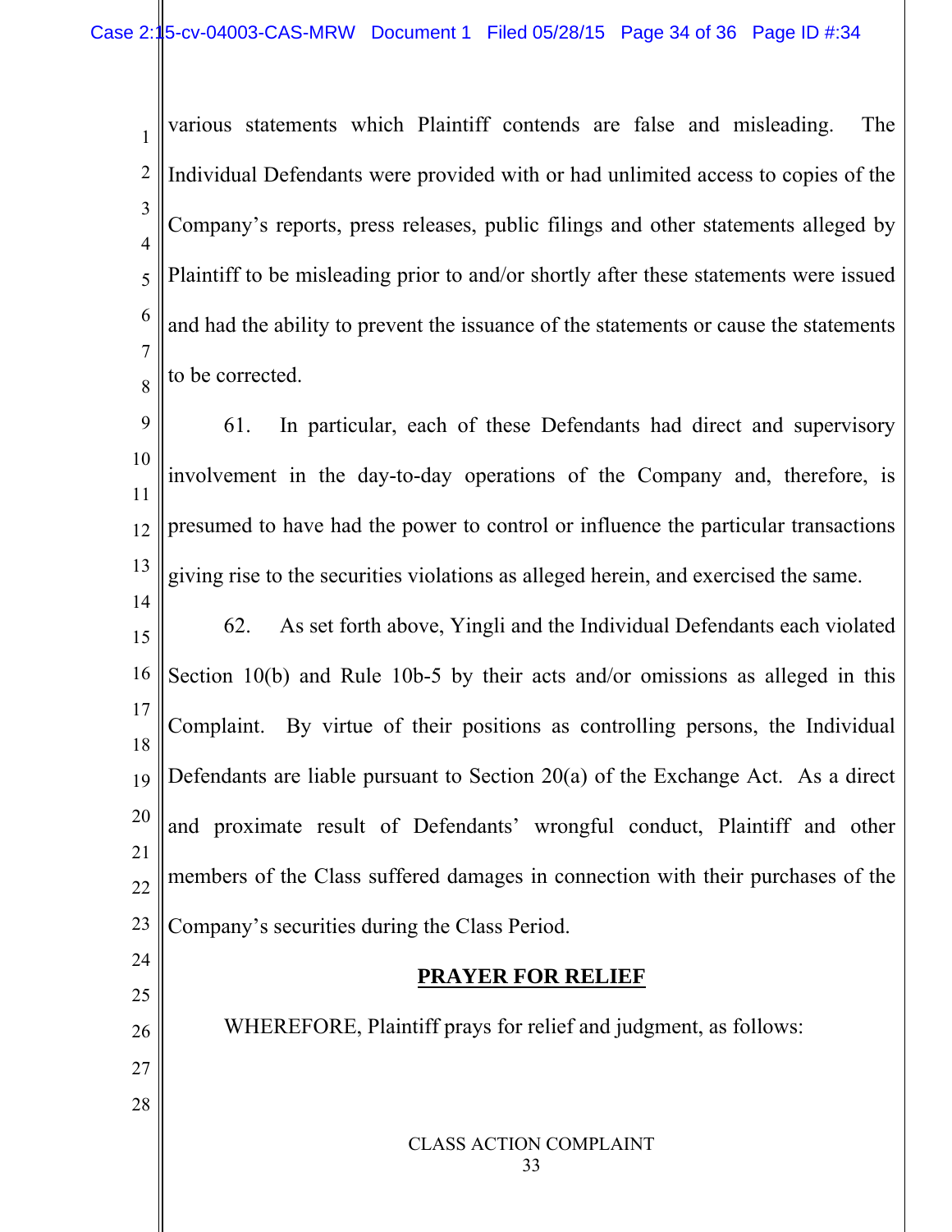various statements which Plaintiff contends are false and misleading. The Individual Defendants were provided with or had unlimited access to copies of the Company's reports, press releases, public filings and other statements alleged by Plaintiff to be misleading prior to and/or shortly after these statements were issued and had the ability to prevent the issuance of the statements or cause the statements to be corrected.

61. In particular, each of these Defendants had direct and supervisory involvement in the day-to-day operations of the Company and, therefore, is presumed to have had the power to control or influence the particular transactions giving rise to the securities violations as alleged herein, and exercised the same.

62. As set forth above, Yingli and the Individual Defendants each violated Section 10(b) and Rule 10b-5 by their acts and/or omissions as alleged in this Complaint. By virtue of their positions as controlling persons, the Individual Defendants are liable pursuant to Section 20(a) of the Exchange Act. As a direct and proximate result of Defendants' wrongful conduct, Plaintiff and other members of the Class suffered damages in connection with their purchases of the Company's securities during the Class Period.

## PRAYER FOR RELIEF

WHEREFORE, Plaintiff prays for relief and judgment, as follows: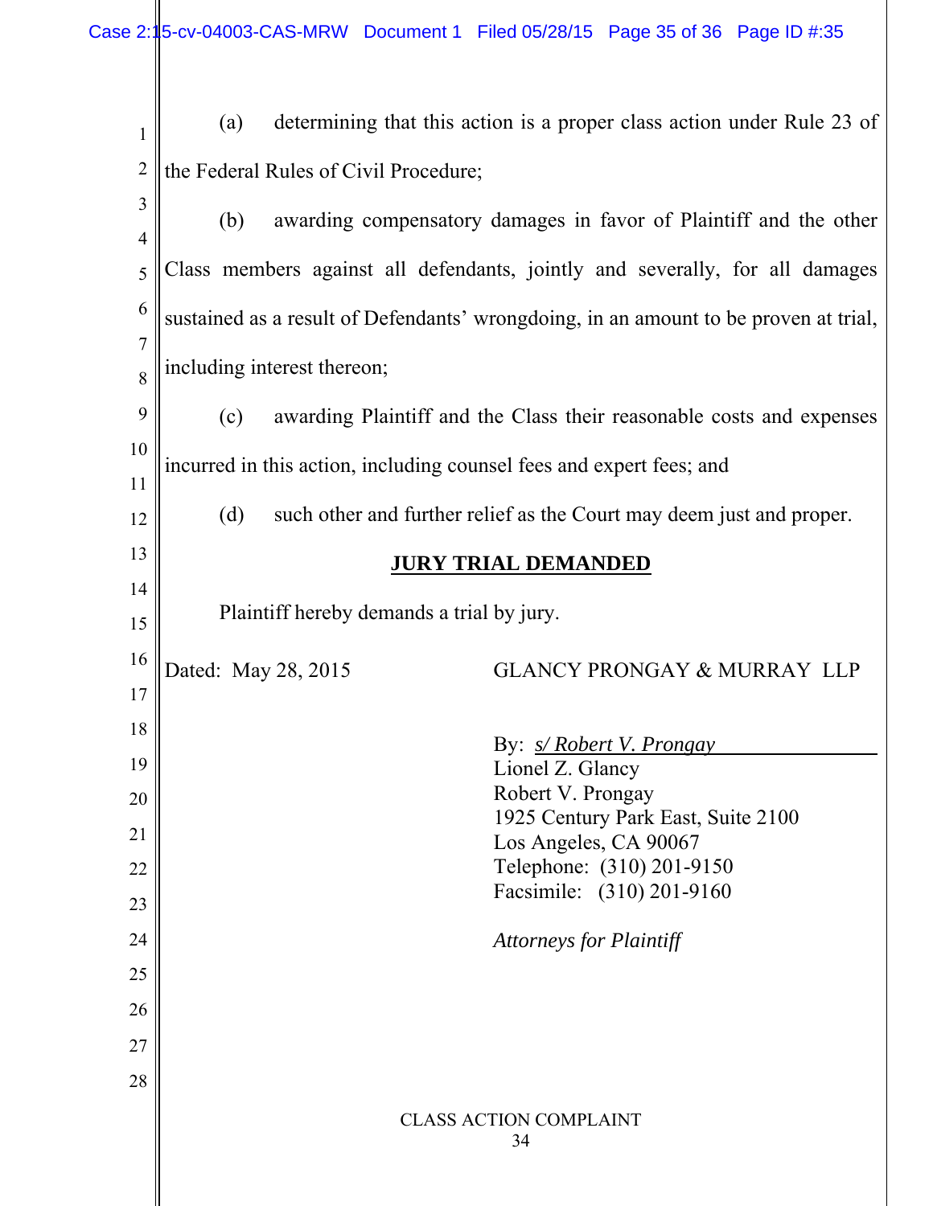(a) determining that this action is a proper class action under Rule 23 of the Federal Rules of Civil Procedure;

(b) awarding compensatory damages in favor of Plaintiff and the other Class members against all defendants, jointly and severally, for all damages sustained as a result of Defendants' wrongdoing, in an amount to be proven at trial, including interest thereon;

(c) awarding Plaintiff and the Class their reasonable costs and expenses incurred in this action, including counsel fees and expert fees; and

(d) such other and further relief as the Court may deem just and proper.

**JURY TRIAL DEMANDED**

Plaintiff hereby demands a trial by jury.

Dated: May 28, 2015

GLANCY PRONGAY & MURRAY LLP

By: *s/ Robert V. Prongay*
Lionel Z. Glancy
Robert V. Prongay
1925 Century Park East, Suite 2100
Los Angeles, CA 90067
Telephone: (310) 201-9150
Facsimile: (310) 201-9160

*Attorneys for Plaintiff*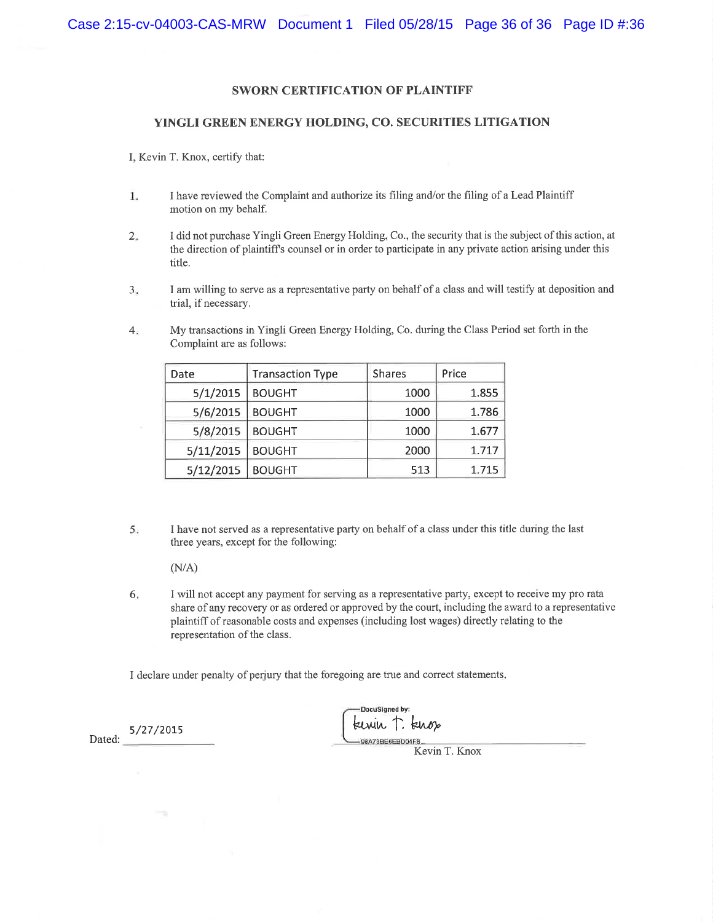## SWORN CERTIFICATION OF PLAINTIFF

## YINGLI GREEN ENERGY HOLDING, CO. SECURITIES LITIGATION

I, Kevin T. Knox, certify that:

1. I have reviewed the Complaint and authorize its filing and/or the filing of a Lead Plaintiff motion on my behalf.

2. I did not purchase Yingli Green Energy Holding, Co., the security that is the subject of this action, at the direction of plaintiff's counsel or in order to participate in any private action arising under this title.

3. I am willing to serve as a representative party on behalf of a class and will testify at deposition and trial, if necessary.

4. My transactions in Yingli Green Energy Holding, Co. during the Class Period set forth in the Complaint are as follows:

| Date | Transaction Type | Shares | Price |
|---|---|---|---|
| 5/1/2015 | BOUGHT | 1000 | 1.855 |
| 5/6/2015 | BOUGHT | 1000 | 1.786 |
| 5/8/2015 | BOUGHT | 1000 | 1.677 |
| 5/11/2015 | BOUGHT | 2000 | 1.717 |
| 5/12/2015 | BOUGHT | 513 | 1.715 |

5. I have not served as a representative party on behalf of a class under this title during the last three years, except for the following:

   (N/A)

6. I will not accept any payment for serving as a representative party, except to receive my pro rata share of any recovery or as ordered or approved by the court, including the award to a representative plaintiff of reasonable costs and expenses (including lost wages) directly relating to the representation of the class.

I declare under penalty of perjury that the foregoing are true and correct statements.

Dated: 5/27/2015

DocuSigned by:
Kevin T. Knox
98A73BE6EBD04FB...

Kevin T. Knox